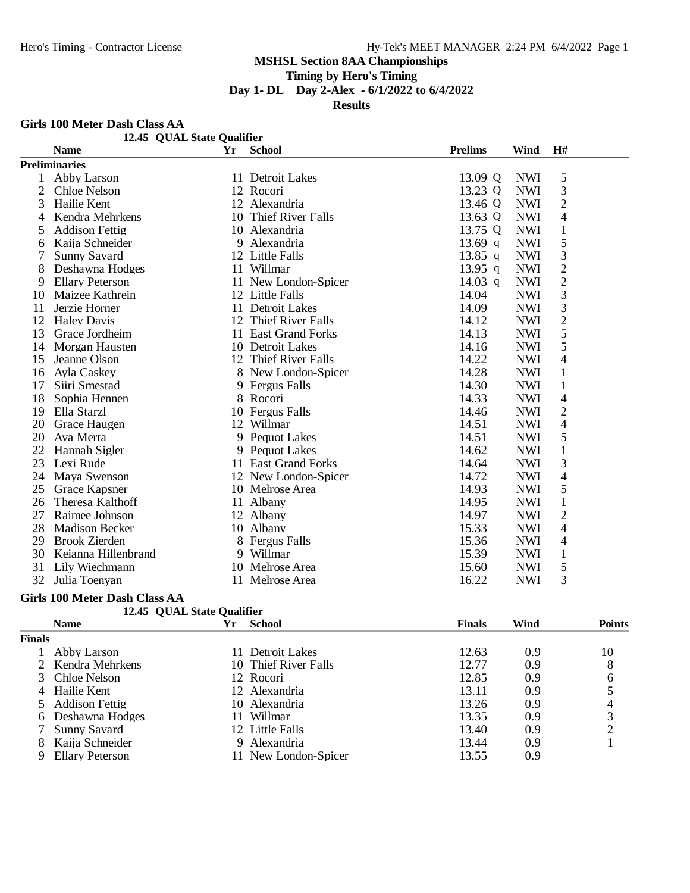# MSHSL Section 8AA Championships

**Timing by Hero's Timing**

**Day 1- DL Day 2-Alex - 6/1/2022 to 6/4/2022**

**Results**

## Girls 100 Meter Dash Class AA

12.45 QUAL State Qualifier

**Preliminaries**

| | Name | Yr | School | Prelims | | Wind | H# |
|---|---|---|---|---|---|---|---|
| 1 | Abby Larson | 11 | Detroit Lakes | 13.09 | Q | NWI | 5 |
| 2 | Chloe Nelson | 12 | Rocori | 13.23 | Q | NWI | 3 |
| 3 | Hailie Kent | 12 | Alexandria | 13.46 | Q | NWI | 2 |
| 4 | Kendra Mehrkens | 10 | Thief River Falls | 13.63 | Q | NWI | 4 |
| 5 | Addison Fettig | 10 | Alexandria | 13.75 | Q | NWI | 1 |
| 6 | Kaija Schneider | 9 | Alexandria | 13.69 | q | NWI | 5 |
| 7 | Sunny Savard | 12 | Little Falls | 13.85 | q | NWI | 3 |
| 8 | Deshawna Hodges | 11 | Willmar | 13.95 | q | NWI | 2 |
| 9 | Ellary Peterson | 11 | New London-Spicer | 14.03 | q | NWI | 2 |
| 10 | Maizee Kathrein | 12 | Little Falls | 14.04 | | NWI | 3 |
| 11 | Jerzie Horner | 11 | Detroit Lakes | 14.09 | | NWI | 3 |
| 12 | Haley Davis | 12 | Thief River Falls | 14.12 | | NWI | 2 |
| 13 | Grace Jordheim | 11 | East Grand Forks | 14.13 | | NWI | 5 |
| 14 | Morgan Hausten | 10 | Detroit Lakes | 14.16 | | NWI | 5 |
| 15 | Jeanne Olson | 12 | Thief River Falls | 14.22 | | NWI | 4 |
| 16 | Ayla Caskey | 8 | New London-Spicer | 14.28 | | NWI | 1 |
| 17 | Siiri Smestad | 9 | Fergus Falls | 14.30 | | NWI | 1 |
| 18 | Sophia Hennen | 8 | Rocori | 14.33 | | NWI | 4 |
| 19 | Ella Starzl | 10 | Fergus Falls | 14.46 | | NWI | 2 |
| 20 | Grace Haugen | 12 | Willmar | 14.51 | | NWI | 4 |
| 20 | Ava Merta | 9 | Pequot Lakes | 14.51 | | NWI | 5 |
| 22 | Hannah Sigler | 9 | Pequot Lakes | 14.62 | | NWI | 1 |
| 23 | Lexi Rude | 11 | East Grand Forks | 14.64 | | NWI | 3 |
| 24 | Maya Swenson | 12 | New London-Spicer | 14.72 | | NWI | 4 |
| 25 | Grace Kapsner | 10 | Melrose Area | 14.93 | | NWI | 5 |
| 26 | Theresa Kalthoff | 11 | Albany | 14.95 | | NWI | 1 |
| 27 | Raimee Johnson | 12 | Albany | 14.97 | | NWI | 2 |
| 28 | Madison Becker | 10 | Albany | 15.33 | | NWI | 4 |
| 29 | Brook Zierden | 8 | Fergus Falls | 15.36 | | NWI | 4 |
| 30 | Keianna Hillenbrand | 9 | Willmar | 15.39 | | NWI | 1 |
| 31 | Lily Wiechmann | 10 | Melrose Area | 15.60 | | NWI | 5 |
| 32 | Julia Toenyan | 11 | Melrose Area | 16.22 | | NWI | 3 |

## Girls 100 Meter Dash Class AA

12.45 QUAL State Qualifier

**Finals**

| | Name | Yr | School | Finals | Wind | Points |
|---|---|---|---|---|---|---|
| 1 | Abby Larson | 11 | Detroit Lakes | 12.63 | 0.9 | 10 |
| 2 | Kendra Mehrkens | 10 | Thief River Falls | 12.77 | 0.9 | 8 |
| 3 | Chloe Nelson | 12 | Rocori | 12.85 | 0.9 | 6 |
| 4 | Hailie Kent | 12 | Alexandria | 13.11 | 0.9 | 5 |
| 5 | Addison Fettig | 10 | Alexandria | 13.26 | 0.9 | 4 |
| 6 | Deshawna Hodges | 11 | Willmar | 13.35 | 0.9 | 3 |
| 7 | Sunny Savard | 12 | Little Falls | 13.40 | 0.9 | 2 |
| 8 | Kaija Schneider | 9 | Alexandria | 13.44 | 0.9 | 1 |
| 9 | Ellary Peterson | 11 | New London-Spicer | 13.55 | 0.9 | |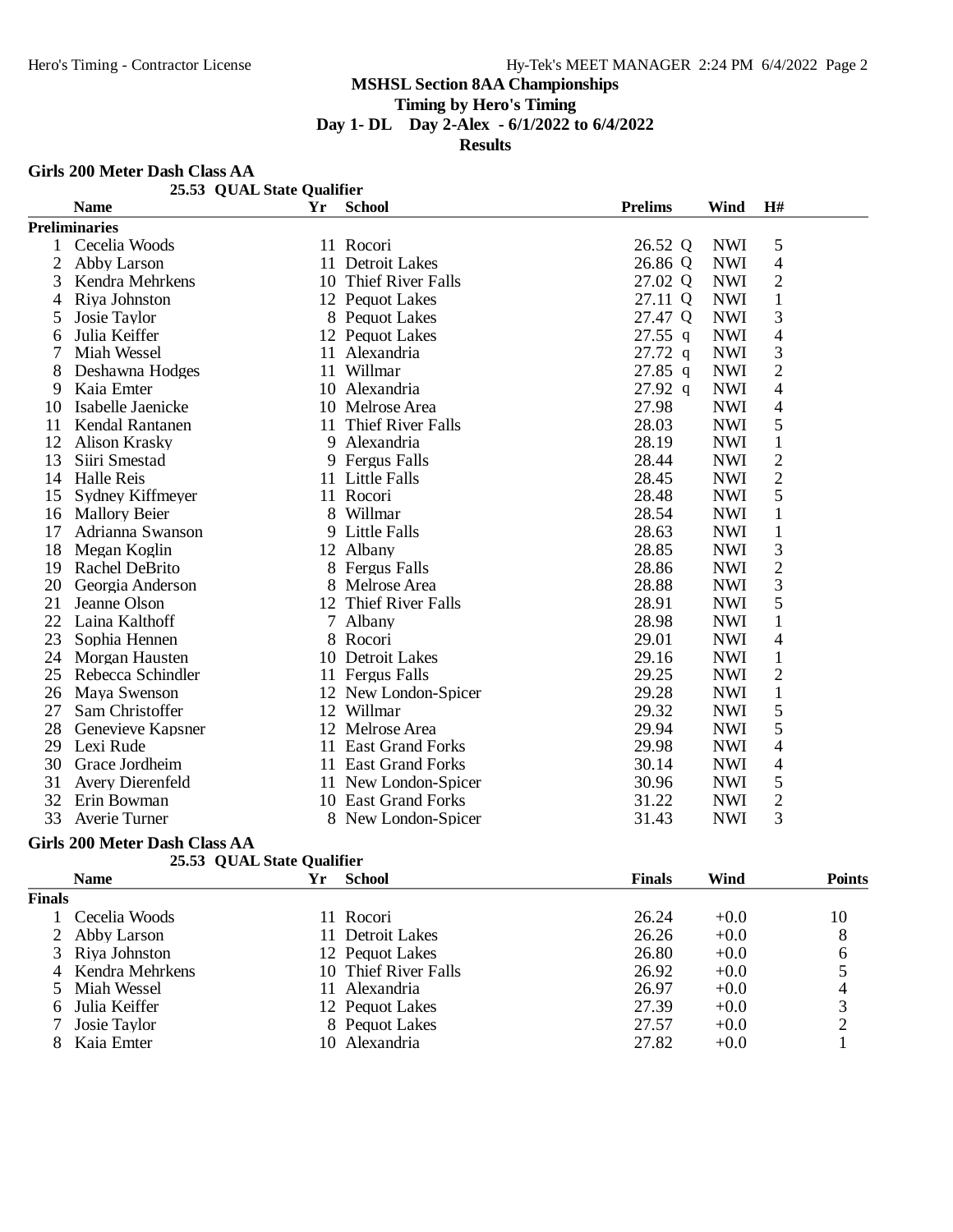## MSHSL Section 8AA Championships

**Timing by Hero's Timing**

**Day 1- DL Day 2-Alex - 6/1/2022 to 6/4/2022**

**Results**

### Girls 200 Meter Dash Class AA

25.53 QUAL State Qualifier

| | Name | Yr | School | Prelims | | Wind | H# |
|---|---|---|---|---|---|---|---|
| **Preliminaries** | | | | | | | |
| 1 | Cecelia Woods | 11 | Rocori | 26.52 | Q | NWI | 5 |
| 2 | Abby Larson | 11 | Detroit Lakes | 26.86 | Q | NWI | 4 |
| 3 | Kendra Mehrkens | 10 | Thief River Falls | 27.02 | Q | NWI | 2 |
| 4 | Riya Johnston | 12 | Pequot Lakes | 27.11 | Q | NWI | 1 |
| 5 | Josie Taylor | 8 | Pequot Lakes | 27.47 | Q | NWI | 3 |
| 6 | Julia Keiffer | 12 | Pequot Lakes | 27.55 | q | NWI | 4 |
| 7 | Miah Wessel | 11 | Alexandria | 27.72 | q | NWI | 3 |
| 8 | Deshawna Hodges | 11 | Willmar | 27.85 | q | NWI | 2 |
| 9 | Kaia Emter | 10 | Alexandria | 27.92 | q | NWI | 4 |
| 10 | Isabelle Jaenicke | 10 | Melrose Area | 27.98 | | NWI | 4 |
| 11 | Kendal Rantanen | 11 | Thief River Falls | 28.03 | | NWI | 5 |
| 12 | Alison Krasky | 9 | Alexandria | 28.19 | | NWI | 1 |
| 13 | Siiri Smestad | 9 | Fergus Falls | 28.44 | | NWI | 2 |
| 14 | Halle Reis | 11 | Little Falls | 28.45 | | NWI | 2 |
| 15 | Sydney Kiffmeyer | 11 | Rocori | 28.48 | | NWI | 5 |
| 16 | Mallory Beier | 8 | Willmar | 28.54 | | NWI | 1 |
| 17 | Adrianna Swanson | 9 | Little Falls | 28.63 | | NWI | 1 |
| 18 | Megan Koglin | 12 | Albany | 28.85 | | NWI | 3 |
| 19 | Rachel DeBrito | 8 | Fergus Falls | 28.86 | | NWI | 2 |
| 20 | Georgia Anderson | 8 | Melrose Area | 28.88 | | NWI | 3 |
| 21 | Jeanne Olson | 12 | Thief River Falls | 28.91 | | NWI | 5 |
| 22 | Laina Kalthoff | 7 | Albany | 28.98 | | NWI | 1 |
| 23 | Sophia Hennen | 8 | Rocori | 29.01 | | NWI | 4 |
| 24 | Morgan Hausten | 10 | Detroit Lakes | 29.16 | | NWI | 1 |
| 25 | Rebecca Schindler | 11 | Fergus Falls | 29.25 | | NWI | 2 |
| 26 | Maya Swenson | 12 | New London-Spicer | 29.28 | | NWI | 1 |
| 27 | Sam Christoffer | 12 | Willmar | 29.32 | | NWI | 5 |
| 28 | Genevieve Kapsner | 12 | Melrose Area | 29.94 | | NWI | 5 |
| 29 | Lexi Rude | 11 | East Grand Forks | 29.98 | | NWI | 4 |
| 30 | Grace Jordheim | 11 | East Grand Forks | 30.14 | | NWI | 4 |
| 31 | Avery Dierenfeld | 11 | New London-Spicer | 30.96 | | NWI | 5 |
| 32 | Erin Bowman | 10 | East Grand Forks | 31.22 | | NWI | 2 |
| 33 | Averie Turner | 8 | New London-Spicer | 31.43 | | NWI | 3 |

### Girls 200 Meter Dash Class AA

25.53 QUAL State Qualifier

| | Name | Yr | School | Finals | Wind | Points |
|---|---|---|---|---|---|---|
| **Finals** | | | | | | |
| 1 | Cecelia Woods | 11 | Rocori | 26.24 | +0.0 | 10 |
| 2 | Abby Larson | 11 | Detroit Lakes | 26.26 | +0.0 | 8 |
| 3 | Riya Johnston | 12 | Pequot Lakes | 26.80 | +0.0 | 6 |
| 4 | Kendra Mehrkens | 10 | Thief River Falls | 26.92 | +0.0 | 5 |
| 5 | Miah Wessel | 11 | Alexandria | 26.97 | +0.0 | 4 |
| 6 | Julia Keiffer | 12 | Pequot Lakes | 27.39 | +0.0 | 3 |
| 7 | Josie Taylor | 8 | Pequot Lakes | 27.57 | +0.0 | 2 |
| 8 | Kaia Emter | 10 | Alexandria | 27.82 | +0.0 | 1 |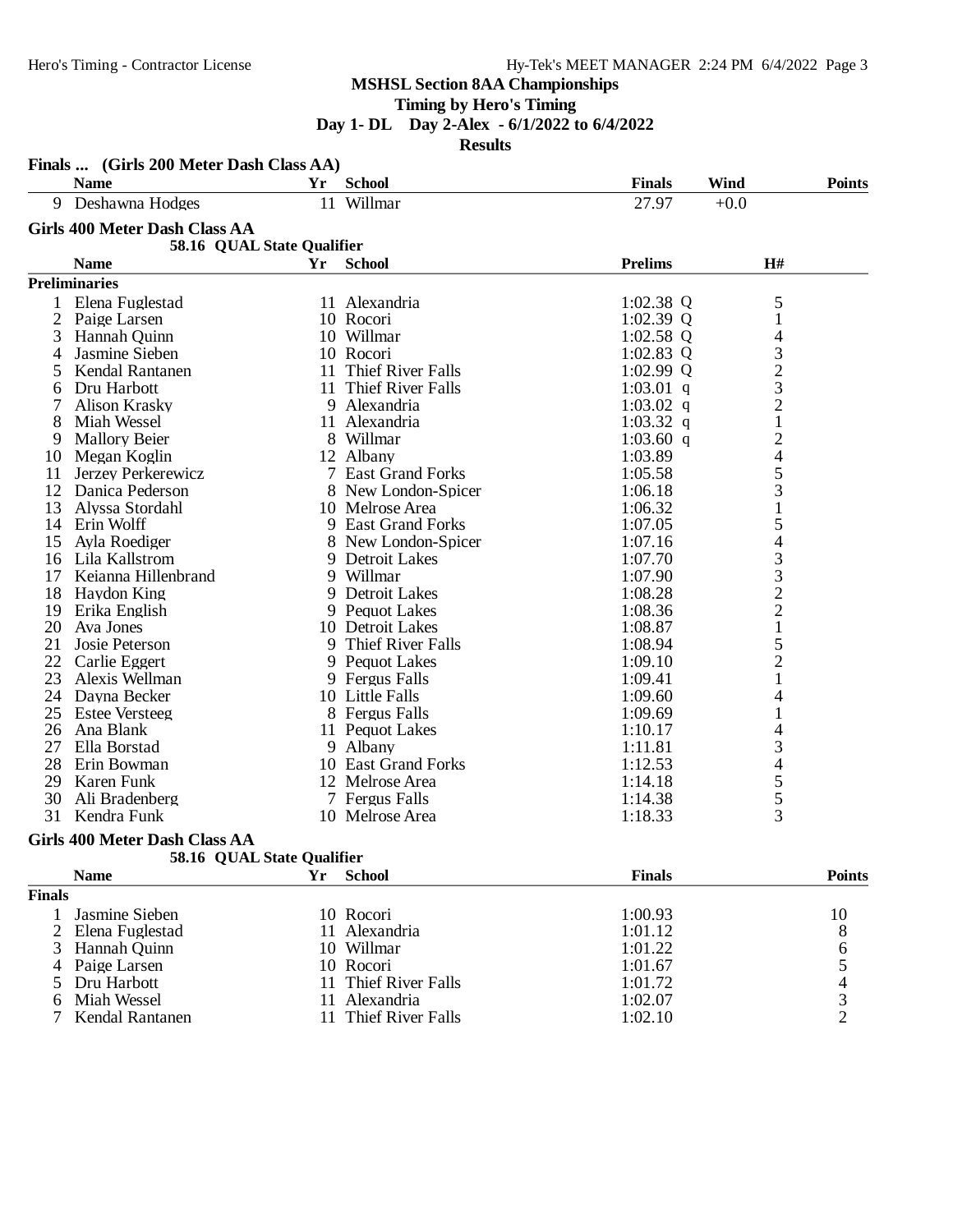MSHSL Section 8AA Championships

Timing by Hero's Timing

Day 1- DL Day 2-Alex - 6/1/2022 to 6/4/2022

Results

**Finals ... (Girls 200 Meter Dash Class AA)**

| | Name | Yr | School | Finals | Wind | Points |
|---|---|---|---|---|---|---|
| 9 | Deshawna Hodges | 11 | Willmar | 27.97 | +0.0 | |

## Girls 400 Meter Dash Class AA

58.16 QUAL State Qualifier

**Preliminaries**

| | Name | Yr | School | Prelims | | H# |
|---|---|---|---|---|---|---|
| 1 | Elena Fuglestad | 11 | Alexandria | 1:02.38 | Q | 5 |
| 2 | Paige Larsen | 10 | Rocori | 1:02.39 | Q | 1 |
| 3 | Hannah Quinn | 10 | Willmar | 1:02.58 | Q | 4 |
| 4 | Jasmine Sieben | 10 | Rocori | 1:02.83 | Q | 3 |
| 5 | Kendal Rantanen | 11 | Thief River Falls | 1:02.99 | Q | 2 |
| 6 | Dru Harbott | 11 | Thief River Falls | 1:03.01 | q | 3 |
| 7 | Alison Krasky | 9 | Alexandria | 1:03.02 | q | 2 |
| 8 | Miah Wessel | 11 | Alexandria | 1:03.32 | q | 1 |
| 9 | Mallory Beier | 8 | Willmar | 1:03.60 | q | 2 |
| 10 | Megan Koglin | 12 | Albany | 1:03.89 | | 4 |
| 11 | Jerzey Perkerewicz | 7 | East Grand Forks | 1:05.58 | | 5 |
| 12 | Danica Pederson | 8 | New London-Spicer | 1:06.18 | | 3 |
| 13 | Alyssa Stordahl | 10 | Melrose Area | 1:06.32 | | 1 |
| 14 | Erin Wolff | 9 | East Grand Forks | 1:07.05 | | 5 |
| 15 | Ayla Roediger | 8 | New London-Spicer | 1:07.16 | | 4 |
| 16 | Lila Kallstrom | 9 | Detroit Lakes | 1:07.70 | | 3 |
| 17 | Keianna Hillenbrand | 9 | Willmar | 1:07.90 | | 3 |
| 18 | Haydon King | 9 | Detroit Lakes | 1:08.28 | | 2 |
| 19 | Erika English | 9 | Pequot Lakes | 1:08.36 | | 2 |
| 20 | Ava Jones | 10 | Detroit Lakes | 1:08.87 | | 1 |
| 21 | Josie Peterson | 9 | Thief River Falls | 1:08.94 | | 5 |
| 22 | Carlie Eggert | 9 | Pequot Lakes | 1:09.10 | | 2 |
| 23 | Alexis Wellman | 9 | Fergus Falls | 1:09.41 | | 1 |
| 24 | Dayna Becker | 10 | Little Falls | 1:09.60 | | 4 |
| 25 | Estee Versteeg | 8 | Fergus Falls | 1:09.69 | | 1 |
| 26 | Ana Blank | 11 | Pequot Lakes | 1:10.17 | | 4 |
| 27 | Ella Borstad | 9 | Albany | 1:11.81 | | 3 |
| 28 | Erin Bowman | 10 | East Grand Forks | 1:12.53 | | 4 |
| 29 | Karen Funk | 12 | Melrose Area | 1:14.18 | | 5 |
| 30 | Ali Bradenberg | 7 | Fergus Falls | 1:14.38 | | 5 |
| 31 | Kendra Funk | 10 | Melrose Area | 1:18.33 | | 3 |

## Girls 400 Meter Dash Class AA

58.16 QUAL State Qualifier

**Finals**

| | Name | Yr | School | Finals | Points |
|---|---|---|---|---|---|
| 1 | Jasmine Sieben | 10 | Rocori | 1:00.93 | 10 |
| 2 | Elena Fuglestad | 11 | Alexandria | 1:01.12 | 8 |
| 3 | Hannah Quinn | 10 | Willmar | 1:01.22 | 6 |
| 4 | Paige Larsen | 10 | Rocori | 1:01.67 | 5 |
| 5 | Dru Harbott | 11 | Thief River Falls | 1:01.72 | 4 |
| 6 | Miah Wessel | 11 | Alexandria | 1:02.07 | 3 |
| 7 | Kendal Rantanen | 11 | Thief River Falls | 1:02.10 | 2 |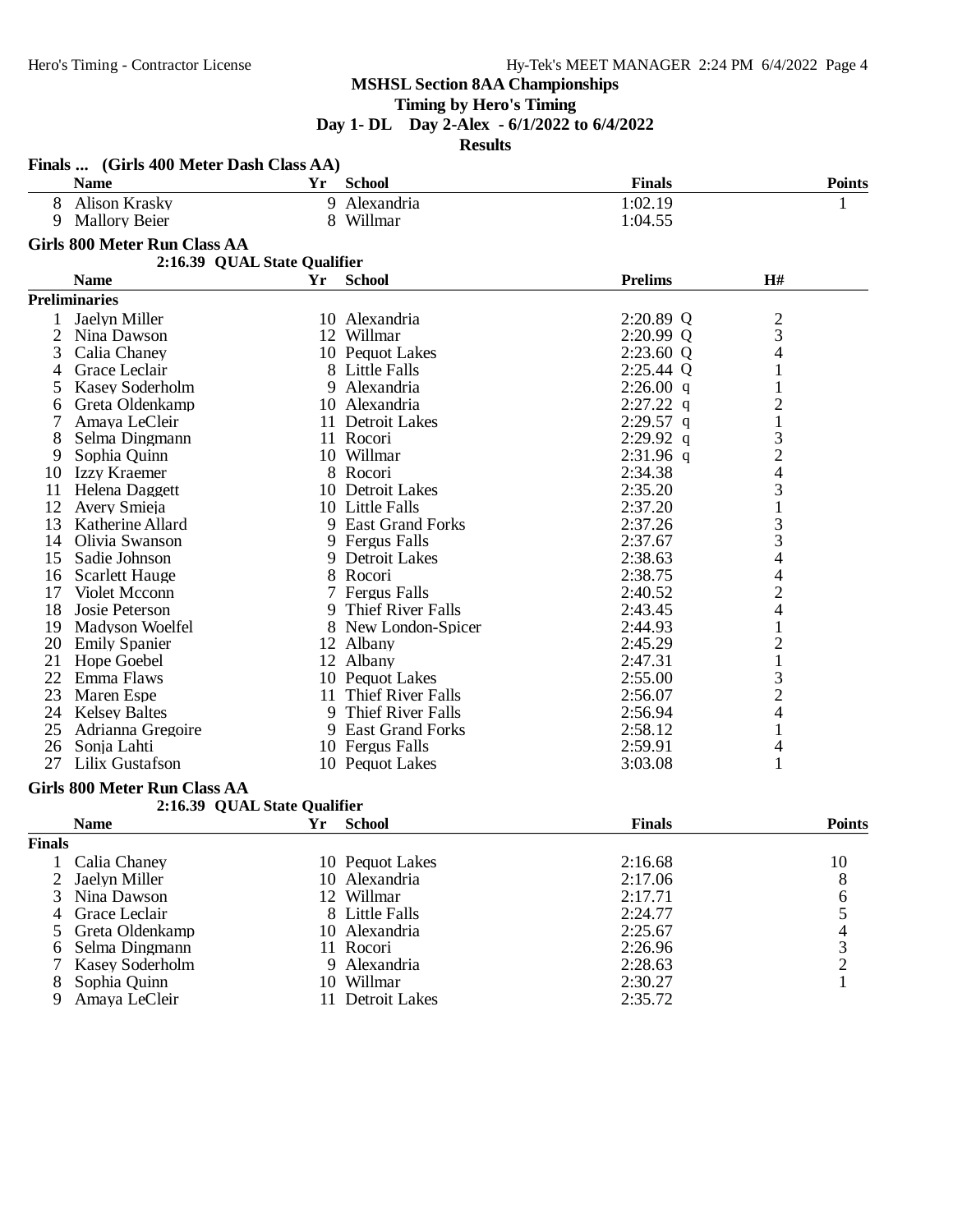**MSHSL Section 8AA Championships**

**Timing by Hero's Timing**

**Day 1- DL Day 2-Alex - 6/1/2022 to 6/4/2022**

**Results**

### Finals ... (Girls 400 Meter Dash Class AA)

| | Name | Yr | School | Finals | Points |
|---|---|---|---|---|---|
| 8 | Alison Krasky | 9 | Alexandria | 1:02.19 | 1 |
| 9 | Mallory Beier | 8 | Willmar | 1:04.55 | |

### Girls 800 Meter Run Class AA

**2:16.39 QUAL State Qualifier**

| | Name | Yr | School | Prelims | | H# |
|---|---|---|---|---|---|---|
| **Preliminaries** | | | | | | |
| 1 | Jaelyn Miller | 10 | Alexandria | 2:20.89 | Q | 2 |
| 2 | Nina Dawson | 12 | Willmar | 2:20.99 | Q | 3 |
| 3 | Calia Chaney | 10 | Pequot Lakes | 2:23.60 | Q | 4 |
| 4 | Grace Leclair | 8 | Little Falls | 2:25.44 | Q | 1 |
| 5 | Kasey Soderholm | 9 | Alexandria | 2:26.00 | q | 1 |
| 6 | Greta Oldenkamp | 10 | Alexandria | 2:27.22 | q | 2 |
| 7 | Amaya LeCleir | 11 | Detroit Lakes | 2:29.57 | q | 1 |
| 8 | Selma Dingmann | 11 | Rocori | 2:29.92 | q | 3 |
| 9 | Sophia Quinn | 10 | Willmar | 2:31.96 | q | 2 |
| 10 | Izzy Kraemer | 8 | Rocori | 2:34.38 | | 4 |
| 11 | Helena Daggett | 10 | Detroit Lakes | 2:35.20 | | 3 |
| 12 | Avery Smieja | 10 | Little Falls | 2:37.20 | | 1 |
| 13 | Katherine Allard | 9 | East Grand Forks | 2:37.26 | | 3 |
| 14 | Olivia Swanson | 9 | Fergus Falls | 2:37.67 | | 3 |
| 15 | Sadie Johnson | 9 | Detroit Lakes | 2:38.63 | | 4 |
| 16 | Scarlett Hauge | 8 | Rocori | 2:38.75 | | 4 |
| 17 | Violet Mcconn | 7 | Fergus Falls | 2:40.52 | | 2 |
| 18 | Josie Peterson | 9 | Thief River Falls | 2:43.45 | | 4 |
| 19 | Madyson Woelfel | 8 | New London-Spicer | 2:44.93 | | 1 |
| 20 | Emily Spanier | 12 | Albany | 2:45.29 | | 2 |
| 21 | Hope Goebel | 12 | Albany | 2:47.31 | | 1 |
| 22 | Emma Flaws | 10 | Pequot Lakes | 2:55.00 | | 3 |
| 23 | Maren Espe | 11 | Thief River Falls | 2:56.07 | | 2 |
| 24 | Kelsey Baltes | 9 | Thief River Falls | 2:56.94 | | 4 |
| 25 | Adrianna Gregoire | 9 | East Grand Forks | 2:58.12 | | 1 |
| 26 | Sonja Lahti | 10 | Fergus Falls | 2:59.91 | | 4 |
| 27 | Lilix Gustafson | 10 | Pequot Lakes | 3:03.08 | | 1 |

### Girls 800 Meter Run Class AA

**2:16.39 QUAL State Qualifier**

| | Name | Yr | School | Finals | Points |
|---|---|---|---|---|---|
| **Finals** | | | | | |
| 1 | Calia Chaney | 10 | Pequot Lakes | 2:16.68 | 10 |
| 2 | Jaelyn Miller | 10 | Alexandria | 2:17.06 | 8 |
| 3 | Nina Dawson | 12 | Willmar | 2:17.71 | 6 |
| 4 | Grace Leclair | 8 | Little Falls | 2:24.77 | 5 |
| 5 | Greta Oldenkamp | 10 | Alexandria | 2:25.67 | 4 |
| 6 | Selma Dingmann | 11 | Rocori | 2:26.96 | 3 |
| 7 | Kasey Soderholm | 9 | Alexandria | 2:28.63 | 2 |
| 8 | Sophia Quinn | 10 | Willmar | 2:30.27 | 1 |
| 9 | Amaya LeCleir | 11 | Detroit Lakes | 2:35.72 | |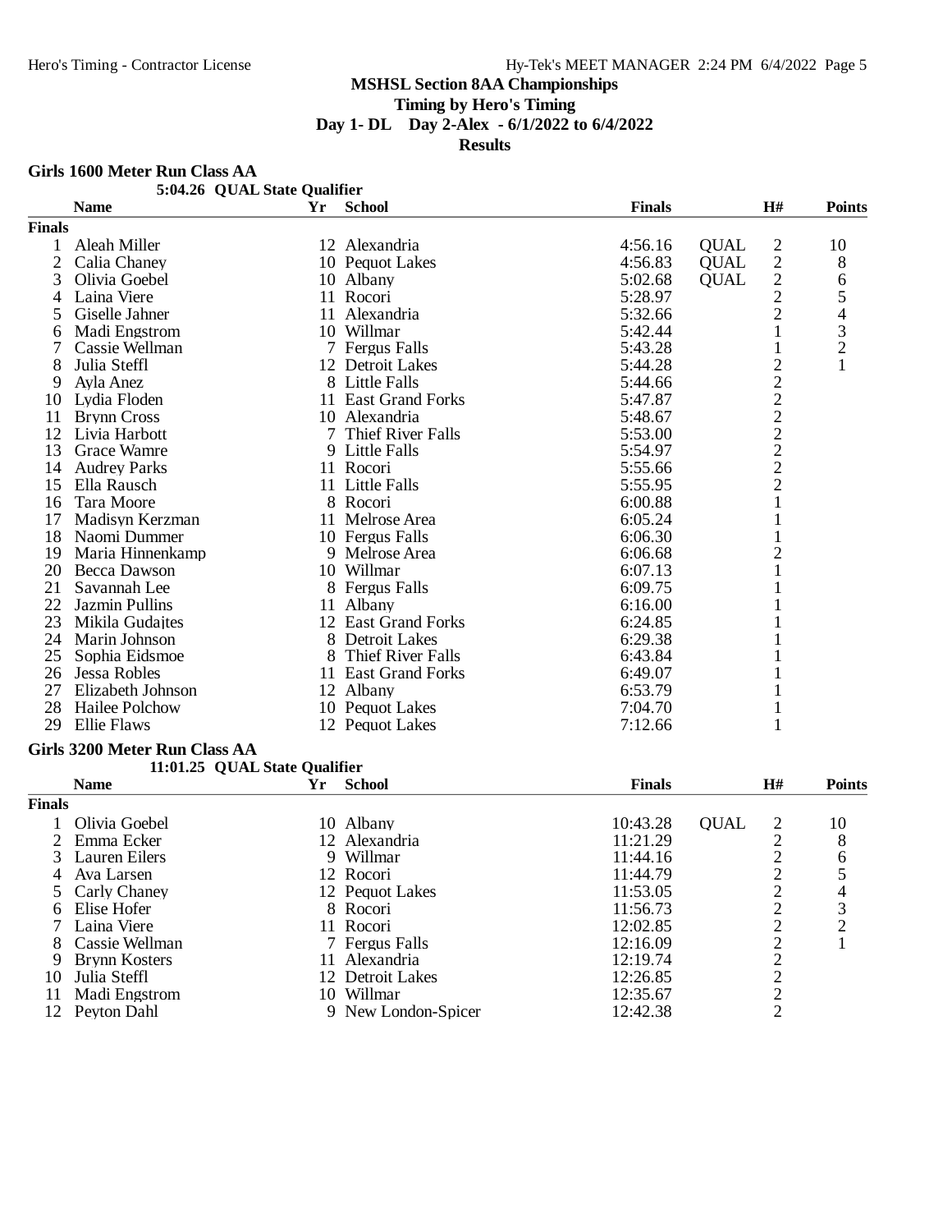# MSHSL Section 8AA Championships

**Timing by Hero's Timing**

**Day 1- DL Day 2-Alex - 6/1/2022 to 6/4/2022**

**Results**

## Girls 1600 Meter Run Class AA

**5:04.26 QUAL State Qualifier**

| | Name | Yr | School | Finals | | H# | Points |
|---|---|---|---|---|---|---|---|
| **Finals** | | | | | | | |
| 1 | Aleah Miller | 12 | Alexandria | 4:56.16 | QUAL | 2 | 10 |
| 2 | Calia Chaney | 10 | Pequot Lakes | 4:56.83 | QUAL | 2 | 8 |
| 3 | Olivia Goebel | 10 | Albany | 5:02.68 | QUAL | 2 | 6 |
| 4 | Laina Viere | 11 | Rocori | 5:28.97 | | 2 | 5 |
| 5 | Giselle Jahner | 11 | Alexandria | 5:32.66 | | 2 | 4 |
| 6 | Madi Engstrom | 10 | Willmar | 5:42.44 | | 1 | 3 |
| 7 | Cassie Wellman | 7 | Fergus Falls | 5:43.28 | | 1 | 2 |
| 8 | Julia Steffl | 12 | Detroit Lakes | 5:44.28 | | 2 | 1 |
| 9 | Ayla Anez | 8 | Little Falls | 5:44.66 | | 2 | |
| 10 | Lydia Floden | 11 | East Grand Forks | 5:47.87 | | 2 | |
| 11 | Brynn Cross | 10 | Alexandria | 5:48.67 | | 2 | |
| 12 | Livia Harbott | 7 | Thief River Falls | 5:53.00 | | 2 | |
| 13 | Grace Wamre | 9 | Little Falls | 5:54.97 | | 2 | |
| 14 | Audrey Parks | 11 | Rocori | 5:55.66 | | 2 | |
| 15 | Ella Rausch | 11 | Little Falls | 5:55.95 | | 2 | |
| 16 | Tara Moore | 8 | Rocori | 6:00.88 | | 1 | |
| 17 | Madisyn Kerzman | 11 | Melrose Area | 6:05.24 | | 1 | |
| 18 | Naomi Dummer | 10 | Fergus Falls | 6:06.30 | | 1 | |
| 19 | Maria Hinnenkamp | 9 | Melrose Area | 6:06.68 | | 2 | |
| 20 | Becca Dawson | 10 | Willmar | 6:07.13 | | 1 | |
| 21 | Savannah Lee | 8 | Fergus Falls | 6:09.75 | | 1 | |
| 22 | Jazmin Pullins | 11 | Albany | 6:16.00 | | 1 | |
| 23 | Mikila Gudajtes | 12 | East Grand Forks | 6:24.85 | | 1 | |
| 24 | Marin Johnson | 8 | Detroit Lakes | 6:29.38 | | 1 | |
| 25 | Sophia Eidsmoe | 8 | Thief River Falls | 6:43.84 | | 1 | |
| 26 | Jessa Robles | 11 | East Grand Forks | 6:49.07 | | 1 | |
| 27 | Elizabeth Johnson | 12 | Albany | 6:53.79 | | 1 | |
| 28 | Hailee Polchow | 10 | Pequot Lakes | 7:04.70 | | 1 | |
| 29 | Ellie Flaws | 12 | Pequot Lakes | 7:12.66 | | 1 | |

## Girls 3200 Meter Run Class AA

**11:01.25 QUAL State Qualifier**

| | Name | Yr | School | Finals | | H# | Points |
|---|---|---|---|---|---|---|---|
| **Finals** | | | | | | | |
| 1 | Olivia Goebel | 10 | Albany | 10:43.28 | QUAL | 2 | 10 |
| 2 | Emma Ecker | 12 | Alexandria | 11:21.29 | | 2 | 8 |
| 3 | Lauren Eilers | 9 | Willmar | 11:44.16 | | 2 | 6 |
| 4 | Ava Larsen | 12 | Rocori | 11:44.79 | | 2 | 5 |
| 5 | Carly Chaney | 12 | Pequot Lakes | 11:53.05 | | 2 | 4 |
| 6 | Elise Hofer | 8 | Rocori | 11:56.73 | | 2 | 3 |
| 7 | Laina Viere | 11 | Rocori | 12:02.85 | | 2 | 2 |
| 8 | Cassie Wellman | 7 | Fergus Falls | 12:16.09 | | 2 | 1 |
| 9 | Brynn Kosters | 11 | Alexandria | 12:19.74 | | 2 | |
| 10 | Julia Steffl | 12 | Detroit Lakes | 12:26.85 | | 2 | |
| 11 | Madi Engstrom | 10 | Willmar | 12:35.67 | | 2 | |
| 12 | Peyton Dahl | 9 | New London-Spicer | 12:42.38 | | 2 | |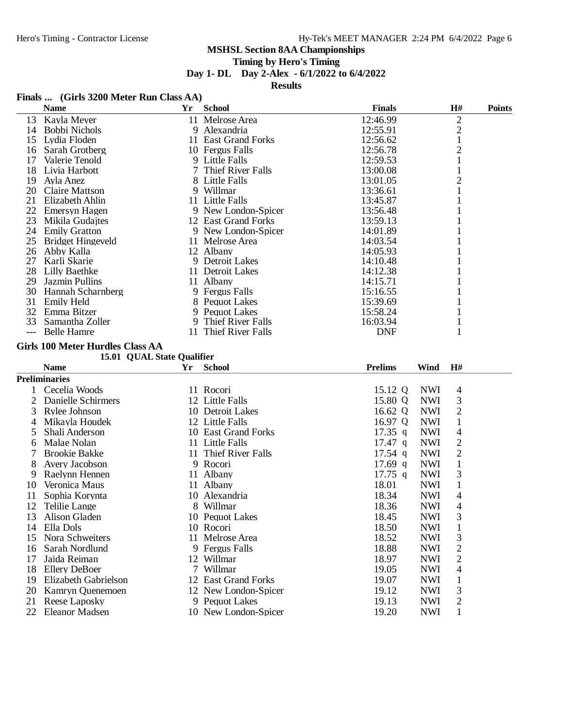## MSHSL Section 8AA Championships

**Timing by Hero's Timing**

**Day 1- DL Day 2-Alex - 6/1/2022 to 6/4/2022**

**Results**

### Finals ... (Girls 3200 Meter Run Class AA)

| | Name | Yr | School | Finals | H# | Points |
|---|---|---|---|---|---|---|
| 13 | Kayla Meyer | 11 | Melrose Area | 12:46.99 | 2 | |
| 14 | Bobbi Nichols | 9 | Alexandria | 12:55.91 | 2 | |
| 15 | Lydia Floden | 11 | East Grand Forks | 12:56.62 | 1 | |
| 16 | Sarah Grotberg | 10 | Fergus Falls | 12:56.78 | 2 | |
| 17 | Valerie Tenold | 9 | Little Falls | 12:59.53 | 1 | |
| 18 | Livia Harbott | 7 | Thief River Falls | 13:00.08 | 1 | |
| 19 | Ayla Anez | 8 | Little Falls | 13:01.05 | 2 | |
| 20 | Claire Mattson | 9 | Willmar | 13:36.61 | 1 | |
| 21 | Elizabeth Ahlin | 11 | Little Falls | 13:45.87 | 1 | |
| 22 | Emersyn Hagen | 9 | New London-Spicer | 13:56.48 | 1 | |
| 23 | Mikila Gudajtes | 12 | East Grand Forks | 13:59.13 | 1 | |
| 24 | Emily Gratton | 9 | New London-Spicer | 14:01.89 | 1 | |
| 25 | Bridget Hingeveld | 11 | Melrose Area | 14:03.54 | 1 | |
| 26 | Abby Kalla | 12 | Albany | 14:05.93 | 1 | |
| 27 | Karli Skarie | 9 | Detroit Lakes | 14:10.48 | 1 | |
| 28 | Lilly Baethke | 11 | Detroit Lakes | 14:12.38 | 1 | |
| 29 | Jazmin Pullins | 11 | Albany | 14:15.71 | 1 | |
| 30 | Hannah Scharnberg | 9 | Fergus Falls | 15:16.55 | 1 | |
| 31 | Emily Held | 8 | Pequot Lakes | 15:39.69 | 1 | |
| 32 | Emma Bitzer | 9 | Pequot Lakes | 15:58.24 | 1 | |
| 33 | Samantha Zoller | 9 | Thief River Falls | 16:03.94 | 1 | |
| --- | Belle Hamre | 11 | Thief River Falls | DNF | 1 | |

### Girls 100 Meter Hurdles Class AA

15.01 QUAL State Qualifier

**Preliminaries**

| | Name | Yr | School | Prelims | Wind | H# |
|---|---|---|---|---|---|---|
| 1 | Cecelia Woods | 11 | Rocori | 15.12 Q | NWI | 4 |
| 2 | Danielle Schirmers | 12 | Little Falls | 15.80 Q | NWI | 3 |
| 3 | Rylee Johnson | 10 | Detroit Lakes | 16.62 Q | NWI | 2 |
| 4 | Mikayla Houdek | 12 | Little Falls | 16.97 Q | NWI | 1 |
| 5 | Shali Anderson | 10 | East Grand Forks | 17.35 q | NWI | 4 |
| 6 | Malae Nolan | 11 | Little Falls | 17.47 q | NWI | 2 |
| 7 | Brookie Bakke | 11 | Thief River Falls | 17.54 q | NWI | 2 |
| 8 | Avery Jacobson | 9 | Rocori | 17.69 q | NWI | 1 |
| 9 | Raelynn Hennen | 11 | Albany | 17.75 q | NWI | 3 |
| 10 | Veronica Maus | 11 | Albany | 18.01 | NWI | 1 |
| 11 | Sophia Korynta | 10 | Alexandria | 18.34 | NWI | 4 |
| 12 | Telilie Lange | 8 | Willmar | 18.36 | NWI | 4 |
| 13 | Alison Gladen | 10 | Pequot Lakes | 18.45 | NWI | 3 |
| 14 | Ella Dols | 10 | Rocori | 18.50 | NWI | 1 |
| 15 | Nora Schweiters | 11 | Melrose Area | 18.52 | NWI | 3 |
| 16 | Sarah Nordlund | 9 | Fergus Falls | 18.88 | NWI | 2 |
| 17 | Jaida Reiman | 12 | Willmar | 18.97 | NWI | 2 |
| 18 | Ellery DeBoer | 7 | Willmar | 19.05 | NWI | 4 |
| 19 | Elizabeth Gabrielson | 12 | East Grand Forks | 19.07 | NWI | 1 |
| 20 | Kamryn Quenemoen | 12 | New London-Spicer | 19.12 | NWI | 3 |
| 21 | Reese Laposky | 9 | Pequot Lakes | 19.13 | NWI | 2 |
| 22 | Eleanor Madsen | 10 | New London-Spicer | 19.20 | NWI | 1 |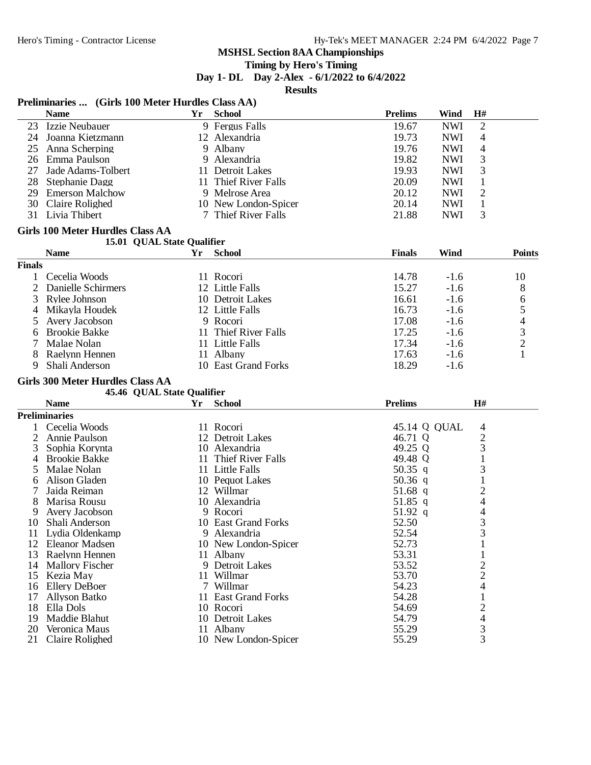# MSHSL Section 8AA Championships

**Timing by Hero's Timing**

**Day 1- DL Day 2-Alex - 6/1/2022 to 6/4/2022**

**Results**

## Preliminaries ... (Girls 100 Meter Hurdles Class AA)

| | Name | Yr | School | Prelims | Wind | H# |
|---|---|---|---|---|---|---|
| 23 | Izzie Neubauer | 9 | Fergus Falls | 19.67 | NWI | 2 |
| 24 | Joanna Kietzmann | 12 | Alexandria | 19.73 | NWI | 4 |
| 25 | Anna Scherping | 9 | Albany | 19.76 | NWI | 4 |
| 26 | Emma Paulson | 9 | Alexandria | 19.82 | NWI | 3 |
| 27 | Jade Adams-Tolbert | 11 | Detroit Lakes | 19.93 | NWI | 3 |
| 28 | Stephanie Dagg | 11 | Thief River Falls | 20.09 | NWI | 1 |
| 29 | Emerson Malchow | 9 | Melrose Area | 20.12 | NWI | 2 |
| 30 | Claire Rolighed | 10 | New London-Spicer | 20.14 | NWI | 1 |
| 31 | Livia Thibert | 7 | Thief River Falls | 21.88 | NWI | 3 |

## Girls 100 Meter Hurdles Class AA

15.01 QUAL State Qualifier

**Finals**

| | Name | Yr | School | Finals | Wind | Points |
|---|---|---|---|---|---|---|
| 1 | Cecelia Woods | 11 | Rocori | 14.78 | -1.6 | 10 |
| 2 | Danielle Schirmers | 12 | Little Falls | 15.27 | -1.6 | 8 |
| 3 | Rylee Johnson | 10 | Detroit Lakes | 16.61 | -1.6 | 6 |
| 4 | Mikayla Houdek | 12 | Little Falls | 16.73 | -1.6 | 5 |
| 5 | Avery Jacobson | 9 | Rocori | 17.08 | -1.6 | 4 |
| 6 | Brookie Bakke | 11 | Thief River Falls | 17.25 | -1.6 | 3 |
| 7 | Malae Nolan | 11 | Little Falls | 17.34 | -1.6 | 2 |
| 8 | Raelynn Hennen | 11 | Albany | 17.63 | -1.6 | 1 |
| 9 | Shali Anderson | 10 | East Grand Forks | 18.29 | -1.6 | |

## Girls 300 Meter Hurdles Class AA

45.46 QUAL State Qualifier

**Preliminaries**

| | Name | Yr | School | Prelims | H# |
|---|---|---|---|---|---|
| 1 | Cecelia Woods | 11 | Rocori | 45.14 Q QUAL | 4 |
| 2 | Annie Paulson | 12 | Detroit Lakes | 46.71 Q | 2 |
| 3 | Sophia Korynta | 10 | Alexandria | 49.25 Q | 3 |
| 4 | Brookie Bakke | 11 | Thief River Falls | 49.48 Q | 1 |
| 5 | Malae Nolan | 11 | Little Falls | 50.35 q | 3 |
| 6 | Alison Gladen | 10 | Pequot Lakes | 50.36 q | 1 |
| 7 | Jaida Reiman | 12 | Willmar | 51.68 q | 2 |
| 8 | Marisa Rousu | 10 | Alexandria | 51.85 q | 4 |
| 9 | Avery Jacobson | 9 | Rocori | 51.92 q | 4 |
| 10 | Shali Anderson | 10 | East Grand Forks | 52.50 | 3 |
| 11 | Lydia Oldenkamp | 9 | Alexandria | 52.54 | 3 |
| 12 | Eleanor Madsen | 10 | New London-Spicer | 52.73 | 1 |
| 13 | Raelynn Hennen | 11 | Albany | 53.31 | 1 |
| 14 | Mallory Fischer | 9 | Detroit Lakes | 53.52 | 2 |
| 15 | Kezia May | 11 | Willmar | 53.70 | 2 |
| 16 | Ellery DeBoer | 7 | Willmar | 54.23 | 4 |
| 17 | Allyson Batko | 11 | East Grand Forks | 54.28 | 1 |
| 18 | Ella Dols | 10 | Rocori | 54.69 | 2 |
| 19 | Maddie Blahut | 10 | Detroit Lakes | 54.79 | 4 |
| 20 | Veronica Maus | 11 | Albany | 55.29 | 3 |
| 21 | Claire Rolighed | 10 | New London-Spicer | 55.29 | 3 |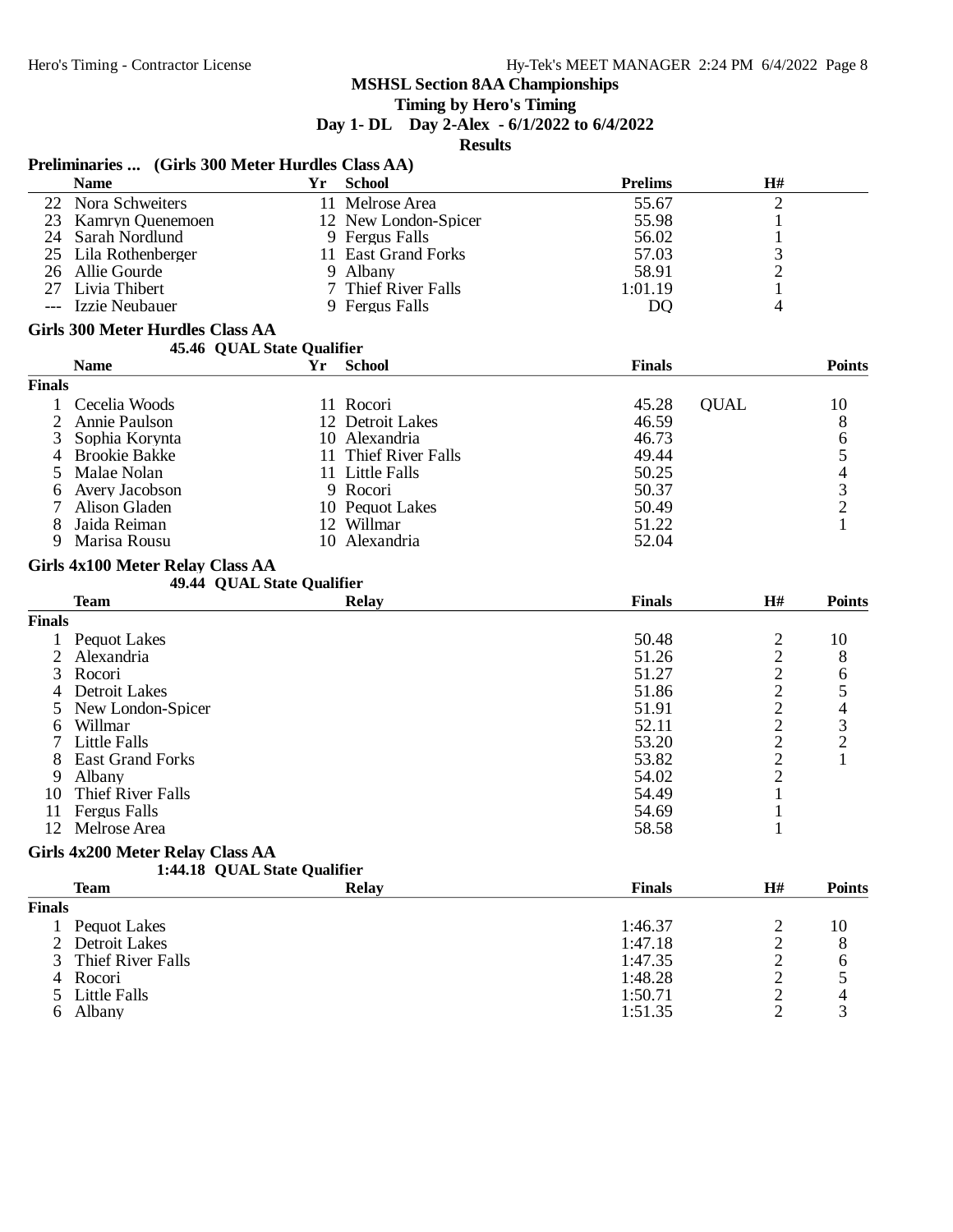**MSHSL Section 8AA Championships**

**Timing by Hero's Timing**

**Day 1- DL Day 2-Alex - 6/1/2022 to 6/4/2022**

**Results**

### Preliminaries ... (Girls 300 Meter Hurdles Class AA)

| | Name | Yr | School | Prelims | H# |
|---|---|---|---|---|---|
| 22 | Nora Schweiters | 11 | Melrose Area | 55.67 | 2 |
| 23 | Kamryn Quenemoen | 12 | New London-Spicer | 55.98 | 1 |
| 24 | Sarah Nordlund | 9 | Fergus Falls | 56.02 | 1 |
| 25 | Lila Rothenberger | 11 | East Grand Forks | 57.03 | 3 |
| 26 | Allie Gourde | 9 | Albany | 58.91 | 2 |
| 27 | Livia Thibert | 7 | Thief River Falls | 1:01.19 | 1 |
| --- | Izzie Neubauer | 9 | Fergus Falls | DQ | 4 |

### Girls 300 Meter Hurdles Class AA

45.46 QUAL State Qualifier

| | Name | Yr | School | Finals | | Points |
|---|---|---|---|---|---|---|
| **Finals** | | | | | | |
| 1 | Cecelia Woods | 11 | Rocori | 45.28 | QUAL | 10 |
| 2 | Annie Paulson | 12 | Detroit Lakes | 46.59 | | 8 |
| 3 | Sophia Korynta | 10 | Alexandria | 46.73 | | 6 |
| 4 | Brookie Bakke | 11 | Thief River Falls | 49.44 | | 5 |
| 5 | Malae Nolan | 11 | Little Falls | 50.25 | | 4 |
| 6 | Avery Jacobson | 9 | Rocori | 50.37 | | 3 |
| 7 | Alison Gladen | 10 | Pequot Lakes | 50.49 | | 2 |
| 8 | Jaida Reiman | 12 | Willmar | 51.22 | | 1 |
| 9 | Marisa Rousu | 10 | Alexandria | 52.04 | | |

### Girls 4x100 Meter Relay Class AA

49.44 QUAL State Qualifier

| | Team | Relay | Finals | H# | Points |
|---|---|---|---|---|---|
| **Finals** | | | | | |
| 1 | Pequot Lakes | | 50.48 | 2 | 10 |
| 2 | Alexandria | | 51.26 | 2 | 8 |
| 3 | Rocori | | 51.27 | 2 | 6 |
| 4 | Detroit Lakes | | 51.86 | 2 | 5 |
| 5 | New London-Spicer | | 51.91 | 2 | 4 |
| 6 | Willmar | | 52.11 | 2 | 3 |
| 7 | Little Falls | | 53.20 | 2 | 2 |
| 8 | East Grand Forks | | 53.82 | 2 | 1 |
| 9 | Albany | | 54.02 | 2 | |
| 10 | Thief River Falls | | 54.49 | 1 | |
| 11 | Fergus Falls | | 54.69 | 1 | |
| 12 | Melrose Area | | 58.58 | 1 | |

### Girls 4x200 Meter Relay Class AA

1:44.18 QUAL State Qualifier

| | Team | Relay | Finals | H# | Points |
|---|---|---|---|---|---|
| **Finals** | | | | | |
| 1 | Pequot Lakes | | 1:46.37 | 2 | 10 |
| 2 | Detroit Lakes | | 1:47.18 | 2 | 8 |
| 3 | Thief River Falls | | 1:47.35 | 2 | 6 |
| 4 | Rocori | | 1:48.28 | 2 | 5 |
| 5 | Little Falls | | 1:50.71 | 2 | 4 |
| 6 | Albany | | 1:51.35 | 2 | 3 |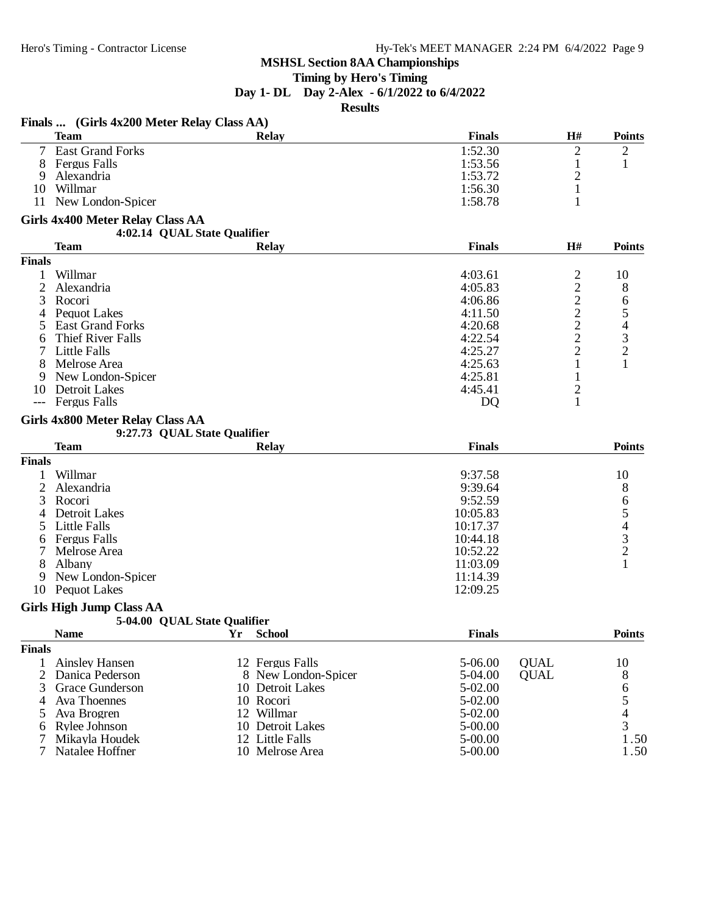## MSHSL Section 8AA Championships

**Timing by Hero's Timing**

**Day 1- DL Day 2-Alex - 6/1/2022 to 6/4/2022**

**Results**

### Finals ... (Girls 4x200 Meter Relay Class AA)

| | Team | Relay | Finals | H# | Points |
|---|---|---|---|---|---|
| 7 | East Grand Forks | | 1:52.30 | 2 | 2 |
| 8 | Fergus Falls | | 1:53.56 | 1 | 1 |
| 9 | Alexandria | | 1:53.72 | 2 | |
| 10 | Willmar | | 1:56.30 | 1 | |
| 11 | New London-Spicer | | 1:58.78 | 1 | |

### Girls 4x400 Meter Relay Class AA

4:02.14 QUAL State Qualifier

| | Team | Relay | Finals | H# | Points |
|---|---|---|---|---|---|
| **Finals** | | | | | |
| 1 | Willmar | | 4:03.61 | 2 | 10 |
| 2 | Alexandria | | 4:05.83 | 2 | 8 |
| 3 | Rocori | | 4:06.86 | 2 | 6 |
| 4 | Pequot Lakes | | 4:11.50 | 2 | 5 |
| 5 | East Grand Forks | | 4:20.68 | 2 | 4 |
| 6 | Thief River Falls | | 4:22.54 | 2 | 3 |
| 7 | Little Falls | | 4:25.27 | 2 | 2 |
| 8 | Melrose Area | | 4:25.63 | 1 | 1 |
| 9 | New London-Spicer | | 4:25.81 | 1 | |
| 10 | Detroit Lakes | | 4:45.41 | 2 | |
| --- | Fergus Falls | | DQ | 1 | |

### Girls 4x800 Meter Relay Class AA

9:27.73 QUAL State Qualifier

| | Team | Relay | Finals | Points |
|---|---|---|---|---|
| **Finals** | | | | |
| 1 | Willmar | | 9:37.58 | 10 |
| 2 | Alexandria | | 9:39.64 | 8 |
| 3 | Rocori | | 9:52.59 | 6 |
| 4 | Detroit Lakes | | 10:05.83 | 5 |
| 5 | Little Falls | | 10:17.37 | 4 |
| 6 | Fergus Falls | | 10:44.18 | 3 |
| 7 | Melrose Area | | 10:52.22 | 2 |
| 8 | Albany | | 11:03.09 | 1 |
| 9 | New London-Spicer | | 11:14.39 | |
| 10 | Pequot Lakes | | 12:09.25 | |

### Girls High Jump Class AA

5-04.00 QUAL State Qualifier

| | Name | Yr | School | Finals | | Points |
|---|---|---|---|---|---|---|
| **Finals** | | | | | | |
| 1 | Ainsley Hansen | 12 | Fergus Falls | 5-06.00 | QUAL | 10 |
| 2 | Danica Pederson | 8 | New London-Spicer | 5-04.00 | QUAL | 8 |
| 3 | Grace Gunderson | 10 | Detroit Lakes | 5-02.00 | | 6 |
| 4 | Ava Thoennes | 10 | Rocori | 5-02.00 | | 5 |
| 5 | Ava Brogren | 12 | Willmar | 5-02.00 | | 4 |
| 6 | Rylee Johnson | 10 | Detroit Lakes | 5-00.00 | | 3 |
| 7 | Mikayla Houdek | 12 | Little Falls | 5-00.00 | | 1.50 |
| 7 | Natalee Hoffner | 10 | Melrose Area | 5-00.00 | | 1.50 |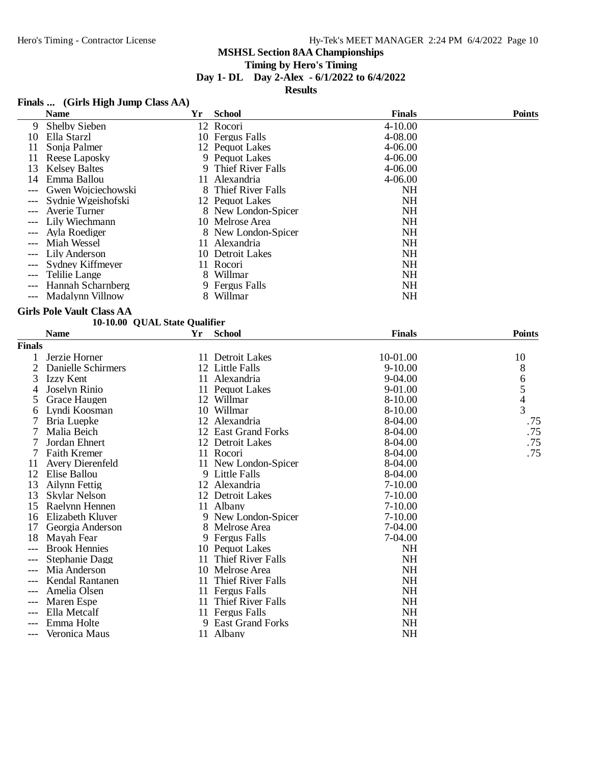## MSHSL Section 8AA Championships

**Timing by Hero's Timing**

**Day 1- DL Day 2-Alex - 6/1/2022 to 6/4/2022**

**Results**

### Finals ... (Girls High Jump Class AA)

| | Name | Yr | School | Finals | Points |
|---|---|---|---|---|---|
| 9 | Shelby Sieben | 12 | Rocori | 4-10.00 | |
| 10 | Ella Starzl | 10 | Fergus Falls | 4-08.00 | |
| 11 | Sonja Palmer | 12 | Pequot Lakes | 4-06.00 | |
| 11 | Reese Laposky | 9 | Pequot Lakes | 4-06.00 | |
| 13 | Kelsey Baltes | 9 | Thief River Falls | 4-06.00 | |
| 14 | Emma Ballou | 11 | Alexandria | 4-06.00 | |
| --- | Gwen Wojciechowski | 8 | Thief River Falls | NH | |
| --- | Sydnie Wgeishofski | 12 | Pequot Lakes | NH | |
| --- | Averie Turner | 8 | New London-Spicer | NH | |
| --- | Lily Wiechmann | 10 | Melrose Area | NH | |
| --- | Ayla Roediger | 8 | New London-Spicer | NH | |
| --- | Miah Wessel | 11 | Alexandria | NH | |
| --- | Lily Anderson | 10 | Detroit Lakes | NH | |
| --- | Sydney Kiffmeyer | 11 | Rocori | NH | |
| --- | Telilie Lange | 8 | Willmar | NH | |
| --- | Hannah Scharnberg | 9 | Fergus Falls | NH | |
| --- | Madalynn Villnow | 8 | Willmar | NH | |

### Girls Pole Vault Class AA

10-10.00 QUAL State Qualifier

**Finals**

| | Name | Yr | School | Finals | Points |
|---|---|---|---|---|---|
| 1 | Jerzie Horner | 11 | Detroit Lakes | 10-01.00 | 10 |
| 2 | Danielle Schirmers | 12 | Little Falls | 9-10.00 | 8 |
| 3 | Izzy Kent | 11 | Alexandria | 9-04.00 | 6 |
| 4 | Joselyn Rinio | 11 | Pequot Lakes | 9-01.00 | 5 |
| 5 | Grace Haugen | 12 | Willmar | 8-10.00 | 4 |
| 6 | Lyndi Koosman | 10 | Willmar | 8-10.00 | 3 |
| 7 | Bria Luepke | 12 | Alexandria | 8-04.00 | .75 |
| 7 | Malia Beich | 12 | East Grand Forks | 8-04.00 | .75 |
| 7 | Jordan Ehnert | 12 | Detroit Lakes | 8-04.00 | .75 |
| 7 | Faith Kremer | 11 | Rocori | 8-04.00 | .75 |
| 11 | Avery Dierenfeld | 11 | New London-Spicer | 8-04.00 | |
| 12 | Elise Ballou | 9 | Little Falls | 8-04.00 | |
| 13 | Ailynn Fettig | 12 | Alexandria | 7-10.00 | |
| 13 | Skylar Nelson | 12 | Detroit Lakes | 7-10.00 | |
| 15 | Raelynn Hennen | 11 | Albany | 7-10.00 | |
| 16 | Elizabeth Kluver | 9 | New London-Spicer | 7-10.00 | |
| 17 | Georgia Anderson | 8 | Melrose Area | 7-04.00 | |
| 18 | Mayah Fear | 9 | Fergus Falls | 7-04.00 | |
| --- | Brook Hennies | 10 | Pequot Lakes | NH | |
| --- | Stephanie Dagg | 11 | Thief River Falls | NH | |
| --- | Mia Anderson | 10 | Melrose Area | NH | |
| --- | Kendal Rantanen | 11 | Thief River Falls | NH | |
| --- | Amelia Olsen | 11 | Fergus Falls | NH | |
| --- | Maren Espe | 11 | Thief River Falls | NH | |
| --- | Ella Metcalf | 11 | Fergus Falls | NH | |
| --- | Emma Holte | 9 | East Grand Forks | NH | |
| --- | Veronica Maus | 11 | Albany | NH | |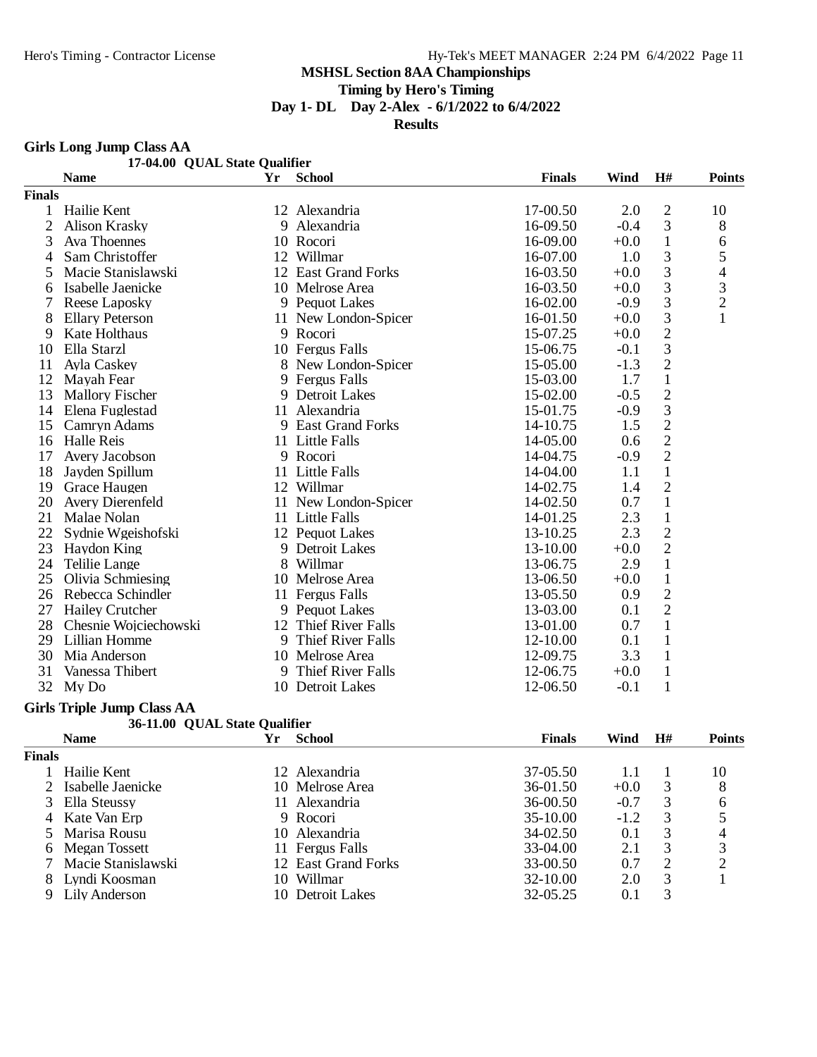**MSHSL Section 8AA Championships**

**Timing by Hero's Timing**

**Day 1- DL Day 2-Alex - 6/1/2022 to 6/4/2022**

**Results**

## Girls Long Jump Class AA

17-04.00 QUAL State Qualifier

| | Name | Yr | School | Finals | Wind | H# | Points |
|---|---|---|---|---|---|---|---|
| **Finals** | | | | | | | |
| 1 | Hailie Kent | 12 | Alexandria | 17-00.50 | 2.0 | 2 | 10 |
| 2 | Alison Krasky | 9 | Alexandria | 16-09.50 | -0.4 | 3 | 8 |
| 3 | Ava Thoennes | 10 | Rocori | 16-09.00 | +0.0 | 1 | 6 |
| 4 | Sam Christoffer | 12 | Willmar | 16-07.00 | 1.0 | 3 | 5 |
| 5 | Macie Stanislawski | 12 | East Grand Forks | 16-03.50 | +0.0 | 3 | 4 |
| 6 | Isabelle Jaenicke | 10 | Melrose Area | 16-03.50 | +0.0 | 3 | 3 |
| 7 | Reese Laposky | 9 | Pequot Lakes | 16-02.00 | -0.9 | 3 | 2 |
| 8 | Ellary Peterson | 11 | New London-Spicer | 16-01.50 | +0.0 | 3 | 1 |
| 9 | Kate Holthaus | 9 | Rocori | 15-07.25 | +0.0 | 2 | |
| 10 | Ella Starzl | 10 | Fergus Falls | 15-06.75 | -0.1 | 3 | |
| 11 | Ayla Caskey | 8 | New London-Spicer | 15-05.00 | -1.3 | 2 | |
| 12 | Mayah Fear | 9 | Fergus Falls | 15-03.00 | 1.7 | 1 | |
| 13 | Mallory Fischer | 9 | Detroit Lakes | 15-02.00 | -0.5 | 2 | |
| 14 | Elena Fuglestad | 11 | Alexandria | 15-01.75 | -0.9 | 3 | |
| 15 | Camryn Adams | 9 | East Grand Forks | 14-10.75 | 1.5 | 2 | |
| 16 | Halle Reis | 11 | Little Falls | 14-05.00 | 0.6 | 2 | |
| 17 | Avery Jacobson | 9 | Rocori | 14-04.75 | -0.9 | 2 | |
| 18 | Jayden Spillum | 11 | Little Falls | 14-04.00 | 1.1 | 1 | |
| 19 | Grace Haugen | 12 | Willmar | 14-02.75 | 1.4 | 2 | |
| 20 | Avery Dierenfeld | 11 | New London-Spicer | 14-02.50 | 0.7 | 1 | |
| 21 | Malae Nolan | 11 | Little Falls | 14-01.25 | 2.3 | 1 | |
| 22 | Sydnie Wgeishofski | 12 | Pequot Lakes | 13-10.25 | 2.3 | 2 | |
| 23 | Haydon King | 9 | Detroit Lakes | 13-10.00 | +0.0 | 2 | |
| 24 | Telilie Lange | 8 | Willmar | 13-06.75 | 2.9 | 1 | |
| 25 | Olivia Schmiesing | 10 | Melrose Area | 13-06.50 | +0.0 | 1 | |
| 26 | Rebecca Schindler | 11 | Fergus Falls | 13-05.50 | 0.9 | 2 | |
| 27 | Hailey Crutcher | 9 | Pequot Lakes | 13-03.00 | 0.1 | 2 | |
| 28 | Chesnie Wojciechowski | 12 | Thief River Falls | 13-01.00 | 0.7 | 1 | |
| 29 | Lillian Homme | 9 | Thief River Falls | 12-10.00 | 0.1 | 1 | |
| 30 | Mia Anderson | 10 | Melrose Area | 12-09.75 | 3.3 | 1 | |
| 31 | Vanessa Thibert | 9 | Thief River Falls | 12-06.75 | +0.0 | 1 | |
| 32 | My Do | 10 | Detroit Lakes | 12-06.50 | -0.1 | 1 | |

## Girls Triple Jump Class AA

36-11.00 QUAL State Qualifier

| | Name | Yr | School | Finals | Wind | H# | Points |
|---|---|---|---|---|---|---|---|
| **Finals** | | | | | | | |
| 1 | Hailie Kent | 12 | Alexandria | 37-05.50 | 1.1 | 1 | 10 |
| 2 | Isabelle Jaenicke | 10 | Melrose Area | 36-01.50 | +0.0 | 3 | 8 |
| 3 | Ella Steussy | 11 | Alexandria | 36-00.50 | -0.7 | 3 | 6 |
| 4 | Kate Van Erp | 9 | Rocori | 35-10.00 | -1.2 | 3 | 5 |
| 5 | Marisa Rousu | 10 | Alexandria | 34-02.50 | 0.1 | 3 | 4 |
| 6 | Megan Tossett | 11 | Fergus Falls | 33-04.00 | 2.1 | 3 | 3 |
| 7 | Macie Stanislawski | 12 | East Grand Forks | 33-00.50 | 0.7 | 2 | 2 |
| 8 | Lyndi Koosman | 10 | Willmar | 32-10.00 | 2.0 | 3 | 1 |
| 9 | Lily Anderson | 10 | Detroit Lakes | 32-05.25 | 0.1 | 3 | |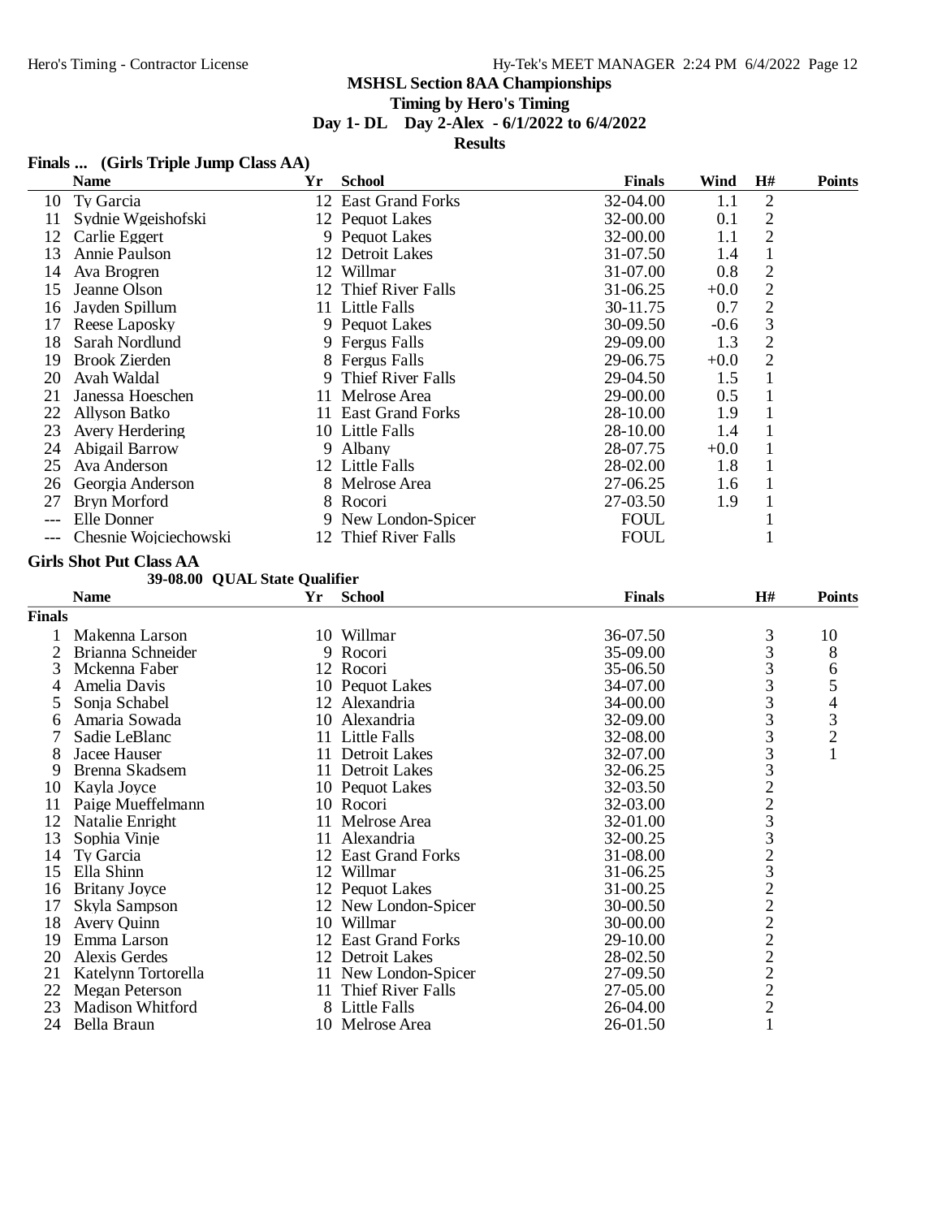## MSHSL Section 8AA Championships

**Timing by Hero's Timing**

**Day 1- DL Day 2-Alex - 6/1/2022 to 6/4/2022**

**Results**

### Finals ... (Girls Triple Jump Class AA)

| | Name | Yr | School | Finals | Wind | H# | Points |
|---|---|---|---|---|---|---|---|
| 10 | Ty Garcia | 12 | East Grand Forks | 32-04.00 | 1.1 | 2 | |
| 11 | Sydnie Wgeishofski | 12 | Pequot Lakes | 32-00.00 | 0.1 | 2 | |
| 12 | Carlie Eggert | 9 | Pequot Lakes | 32-00.00 | 1.1 | 2 | |
| 13 | Annie Paulson | 12 | Detroit Lakes | 31-07.50 | 1.4 | 1 | |
| 14 | Ava Brogren | 12 | Willmar | 31-07.00 | 0.8 | 2 | |
| 15 | Jeanne Olson | 12 | Thief River Falls | 31-06.25 | +0.0 | 2 | |
| 16 | Jayden Spillum | 11 | Little Falls | 30-11.75 | 0.7 | 2 | |
| 17 | Reese Laposky | 9 | Pequot Lakes | 30-09.50 | -0.6 | 3 | |
| 18 | Sarah Nordlund | 9 | Fergus Falls | 29-09.00 | 1.3 | 2 | |
| 19 | Brook Zierden | 8 | Fergus Falls | 29-06.75 | +0.0 | 2 | |
| 20 | Avah Waldal | 9 | Thief River Falls | 29-04.50 | 1.5 | 1 | |
| 21 | Janessa Hoeschen | 11 | Melrose Area | 29-00.00 | 0.5 | 1 | |
| 22 | Allyson Batko | 11 | East Grand Forks | 28-10.00 | 1.9 | 1 | |
| 23 | Avery Herdering | 10 | Little Falls | 28-10.00 | 1.4 | 1 | |
| 24 | Abigail Barrow | 9 | Albany | 28-07.75 | +0.0 | 1 | |
| 25 | Ava Anderson | 12 | Little Falls | 28-02.00 | 1.8 | 1 | |
| 26 | Georgia Anderson | 8 | Melrose Area | 27-06.25 | 1.6 | 1 | |
| 27 | Bryn Morford | 8 | Rocori | 27-03.50 | 1.9 | 1 | |
| --- | Elle Donner | 9 | New London-Spicer | FOUL | | 1 | |
| --- | Chesnie Wojciechowski | 12 | Thief River Falls | FOUL | | 1 | |

### Girls Shot Put Class AA

39-08.00 QUAL State Qualifier

| | Name | Yr | School | Finals | H# | Points |
|---|---|---|---|---|---|---|
| **Finals** | | | | | | |
| 1 | Makenna Larson | 10 | Willmar | 36-07.50 | 3 | 10 |
| 2 | Brianna Schneider | 9 | Rocori | 35-09.00 | 3 | 8 |
| 3 | Mckenna Faber | 12 | Rocori | 35-06.50 | 3 | 6 |
| 4 | Amelia Davis | 10 | Pequot Lakes | 34-07.00 | 3 | 5 |
| 5 | Sonja Schabel | 12 | Alexandria | 34-00.00 | 3 | 4 |
| 6 | Amaria Sowada | 10 | Alexandria | 32-09.00 | 3 | 3 |
| 7 | Sadie LeBlanc | 11 | Little Falls | 32-08.00 | 3 | 2 |
| 8 | Jacee Hauser | 11 | Detroit Lakes | 32-07.00 | 3 | 1 |
| 9 | Brenna Skadsem | 11 | Detroit Lakes | 32-06.25 | 3 | |
| 10 | Kayla Joyce | 10 | Pequot Lakes | 32-03.50 | 2 | |
| 11 | Paige Mueffelmann | 10 | Rocori | 32-03.00 | 2 | |
| 12 | Natalie Enright | 11 | Melrose Area | 32-01.00 | 3 | |
| 13 | Sophia Vinje | 11 | Alexandria | 32-00.25 | 3 | |
| 14 | Ty Garcia | 12 | East Grand Forks | 31-08.00 | 2 | |
| 15 | Ella Shinn | 12 | Willmar | 31-06.25 | 3 | |
| 16 | Britany Joyce | 12 | Pequot Lakes | 31-00.25 | 2 | |
| 17 | Skyla Sampson | 12 | New London-Spicer | 30-00.50 | 2 | |
| 18 | Avery Quinn | 10 | Willmar | 30-00.00 | 2 | |
| 19 | Emma Larson | 12 | East Grand Forks | 29-10.00 | 2 | |
| 20 | Alexis Gerdes | 12 | Detroit Lakes | 28-02.50 | 2 | |
| 21 | Katelynn Tortorella | 11 | New London-Spicer | 27-09.50 | 2 | |
| 22 | Megan Peterson | 11 | Thief River Falls | 27-05.00 | 2 | |
| 23 | Madison Whitford | 8 | Little Falls | 26-04.00 | 2 | |
| 24 | Bella Braun | 10 | Melrose Area | 26-01.50 | 1 | |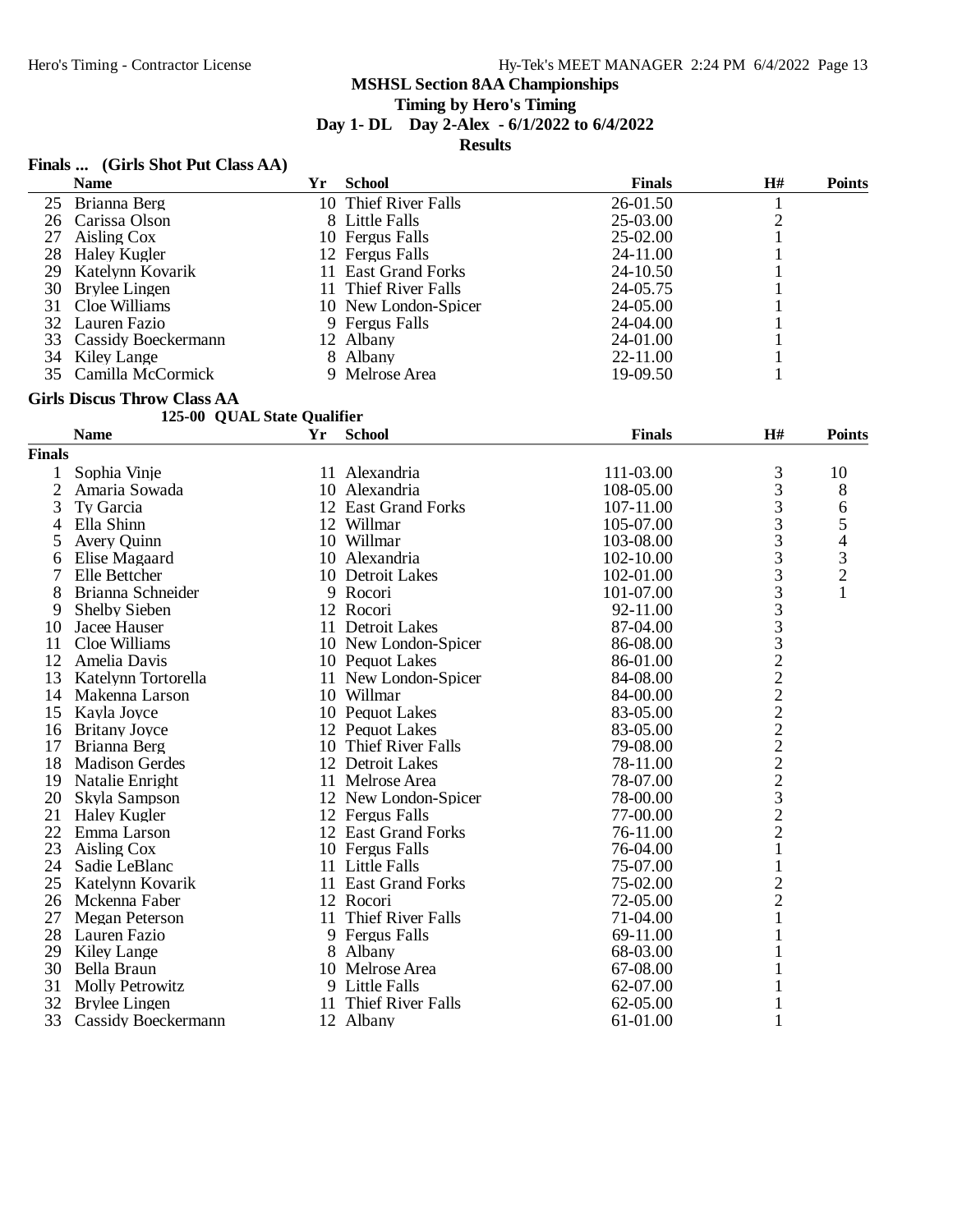## MSHSL Section 8AA Championships

**Timing by Hero's Timing**

**Day 1- DL Day 2-Alex - 6/1/2022 to 6/4/2022**

**Results**

### Finals ... (Girls Shot Put Class AA)

| | Name | Yr | School | Finals | H# | Points |
|---|---|---|---|---|---|---|
| 25 | Brianna Berg | 10 | Thief River Falls | 26-01.50 | 1 | |
| 26 | Carissa Olson | 8 | Little Falls | 25-03.00 | 2 | |
| 27 | Aisling Cox | 10 | Fergus Falls | 25-02.00 | 1 | |
| 28 | Haley Kugler | 12 | Fergus Falls | 24-11.00 | 1 | |
| 29 | Katelynn Kovarik | 11 | East Grand Forks | 24-10.50 | 1 | |
| 30 | Brylee Lingen | 11 | Thief River Falls | 24-05.75 | 1 | |
| 31 | Cloe Williams | 10 | New London-Spicer | 24-05.00 | 1 | |
| 32 | Lauren Fazio | 9 | Fergus Falls | 24-04.00 | 1 | |
| 33 | Cassidy Boeckermann | 12 | Albany | 24-01.00 | 1 | |
| 34 | Kiley Lange | 8 | Albany | 22-11.00 | 1 | |
| 35 | Camilla McCormick | 9 | Melrose Area | 19-09.50 | 1 | |

### Girls Discus Throw Class AA

125-00 QUAL State Qualifier

| | Name | Yr | School | Finals | H# | Points |
|---|---|---|---|---|---|---|
| **Finals** | | | | | | |
| 1 | Sophia Vinje | 11 | Alexandria | 111-03.00 | 3 | 10 |
| 2 | Amaria Sowada | 10 | Alexandria | 108-05.00 | 3 | 8 |
| 3 | Ty Garcia | 12 | East Grand Forks | 107-11.00 | 3 | 6 |
| 4 | Ella Shinn | 12 | Willmar | 105-07.00 | 3 | 5 |
| 5 | Avery Quinn | 10 | Willmar | 103-08.00 | 3 | 4 |
| 6 | Elise Magaard | 10 | Alexandria | 102-10.00 | 3 | 3 |
| 7 | Elle Bettcher | 10 | Detroit Lakes | 102-01.00 | 3 | 2 |
| 8 | Brianna Schneider | 9 | Rocori | 101-07.00 | 3 | 1 |
| 9 | Shelby Sieben | 12 | Rocori | 92-11.00 | 3 | |
| 10 | Jacee Hauser | 11 | Detroit Lakes | 87-04.00 | 3 | |
| 11 | Cloe Williams | 10 | New London-Spicer | 86-08.00 | 3 | |
| 12 | Amelia Davis | 10 | Pequot Lakes | 86-01.00 | 2 | |
| 13 | Katelynn Tortorella | 11 | New London-Spicer | 84-08.00 | 2 | |
| 14 | Makenna Larson | 10 | Willmar | 84-00.00 | 2 | |
| 15 | Kayla Joyce | 10 | Pequot Lakes | 83-05.00 | 2 | |
| 16 | Britany Joyce | 12 | Pequot Lakes | 83-05.00 | 2 | |
| 17 | Brianna Berg | 10 | Thief River Falls | 79-08.00 | 2 | |
| 18 | Madison Gerdes | 12 | Detroit Lakes | 78-11.00 | 2 | |
| 19 | Natalie Enright | 11 | Melrose Area | 78-07.00 | 2 | |
| 20 | Skyla Sampson | 12 | New London-Spicer | 78-00.00 | 3 | |
| 21 | Haley Kugler | 12 | Fergus Falls | 77-00.00 | 2 | |
| 22 | Emma Larson | 12 | East Grand Forks | 76-11.00 | 2 | |
| 23 | Aisling Cox | 10 | Fergus Falls | 76-04.00 | 1 | |
| 24 | Sadie LeBlanc | 11 | Little Falls | 75-07.00 | 1 | |
| 25 | Katelynn Kovarik | 11 | East Grand Forks | 75-02.00 | 2 | |
| 26 | Mckenna Faber | 12 | Rocori | 72-05.00 | 2 | |
| 27 | Megan Peterson | 11 | Thief River Falls | 71-04.00 | 1 | |
| 28 | Lauren Fazio | 9 | Fergus Falls | 69-11.00 | 1 | |
| 29 | Kiley Lange | 8 | Albany | 68-03.00 | 1 | |
| 30 | Bella Braun | 10 | Melrose Area | 67-08.00 | 1 | |
| 31 | Molly Petrowitz | 9 | Little Falls | 62-07.00 | 1 | |
| 32 | Brylee Lingen | 11 | Thief River Falls | 62-05.00 | 1 | |
| 33 | Cassidy Boeckermann | 12 | Albany | 61-01.00 | 1 | |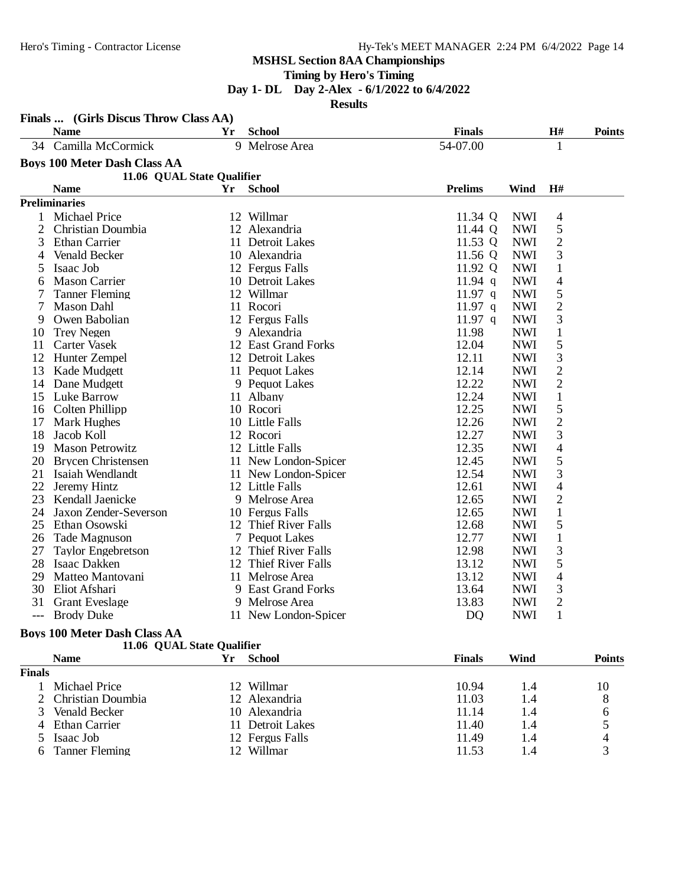**MSHSL Section 8AA Championships**

**Timing by Hero's Timing**

**Day 1- DL Day 2-Alex - 6/1/2022 to 6/4/2022**

**Results**

### Finals ... (Girls Discus Throw Class AA)

| | Name | Yr | School | Finals | H# | Points |
|---|---|---|---|---|---|---|
| 34 | Camilla McCormick | 9 | Melrose Area | 54-07.00 | 1 | |

### Boys 100 Meter Dash Class AA

11.06 QUAL State Qualifier

| | Name | Yr | School | Prelims | Wind | H# |
|---|---|---|---|---|---|---|
| **Preliminaries** | | | | | | |
| 1 | Michael Price | 12 | Willmar | 11.34 Q | NWI | 4 |
| 2 | Christian Doumbia | 12 | Alexandria | 11.44 Q | NWI | 5 |
| 3 | Ethan Carrier | 11 | Detroit Lakes | 11.53 Q | NWI | 2 |
| 4 | Venald Becker | 10 | Alexandria | 11.56 Q | NWI | 3 |
| 5 | Isaac Job | 12 | Fergus Falls | 11.92 Q | NWI | 1 |
| 6 | Mason Carrier | 10 | Detroit Lakes | 11.94 q | NWI | 4 |
| 7 | Tanner Fleming | 12 | Willmar | 11.97 q | NWI | 5 |
| 7 | Mason Dahl | 11 | Rocori | 11.97 q | NWI | 2 |
| 9 | Owen Babolian | 12 | Fergus Falls | 11.97 q | NWI | 3 |
| 10 | Trey Negen | 9 | Alexandria | 11.98 | NWI | 1 |
| 11 | Carter Vasek | 12 | East Grand Forks | 12.04 | NWI | 5 |
| 12 | Hunter Zempel | 12 | Detroit Lakes | 12.11 | NWI | 3 |
| 13 | Kade Mudgett | 11 | Pequot Lakes | 12.14 | NWI | 2 |
| 14 | Dane Mudgett | 9 | Pequot Lakes | 12.22 | NWI | 2 |
| 15 | Luke Barrow | 11 | Albany | 12.24 | NWI | 1 |
| 16 | Colten Phillipp | 10 | Rocori | 12.25 | NWI | 5 |
| 17 | Mark Hughes | 10 | Little Falls | 12.26 | NWI | 2 |
| 18 | Jacob Koll | 12 | Rocori | 12.27 | NWI | 3 |
| 19 | Mason Petrowitz | 12 | Little Falls | 12.35 | NWI | 4 |
| 20 | Brycen Christensen | 11 | New London-Spicer | 12.45 | NWI | 5 |
| 21 | Isaiah Wendlandt | 11 | New London-Spicer | 12.54 | NWI | 3 |
| 22 | Jeremy Hintz | 12 | Little Falls | 12.61 | NWI | 4 |
| 23 | Kendall Jaenicke | 9 | Melrose Area | 12.65 | NWI | 2 |
| 24 | Jaxon Zender-Severson | 10 | Fergus Falls | 12.65 | NWI | 1 |
| 25 | Ethan Osowski | 12 | Thief River Falls | 12.68 | NWI | 5 |
| 26 | Tade Magnuson | 7 | Pequot Lakes | 12.77 | NWI | 1 |
| 27 | Taylor Engebretson | 12 | Thief River Falls | 12.98 | NWI | 3 |
| 28 | Isaac Dakken | 12 | Thief River Falls | 13.12 | NWI | 5 |
| 29 | Matteo Mantovani | 11 | Melrose Area | 13.12 | NWI | 4 |
| 30 | Eliot Afshari | 9 | East Grand Forks | 13.64 | NWI | 3 |
| 31 | Grant Eveslage | 9 | Melrose Area | 13.83 | NWI | 2 |
| --- | Brody Duke | 11 | New London-Spicer | DQ | NWI | 1 |

### Boys 100 Meter Dash Class AA

11.06 QUAL State Qualifier

| | Name | Yr | School | Finals | Wind | Points |
|---|---|---|---|---|---|---|
| **Finals** | | | | | | |
| 1 | Michael Price | 12 | Willmar | 10.94 | 1.4 | 10 |
| 2 | Christian Doumbia | 12 | Alexandria | 11.03 | 1.4 | 8 |
| 3 | Venald Becker | 10 | Alexandria | 11.14 | 1.4 | 6 |
| 4 | Ethan Carrier | 11 | Detroit Lakes | 11.40 | 1.4 | 5 |
| 5 | Isaac Job | 12 | Fergus Falls | 11.49 | 1.4 | 4 |
| 6 | Tanner Fleming | 12 | Willmar | 11.53 | 1.4 | 3 |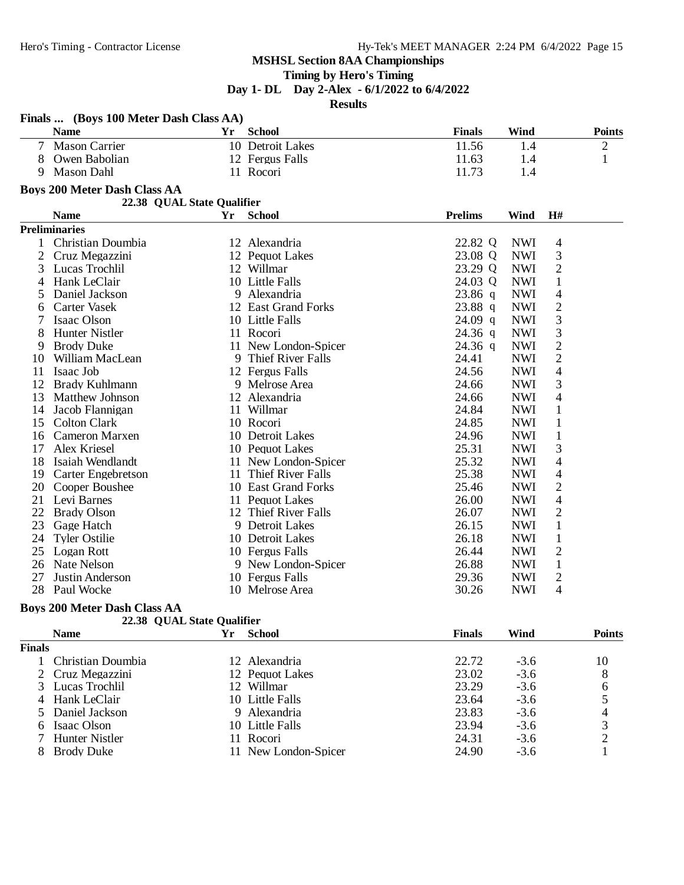**MSHSL Section 8AA Championships**

**Timing by Hero's Timing**

**Day 1- DL Day 2-Alex - 6/1/2022 to 6/4/2022**

**Results**

### Finals ... (Boys 100 Meter Dash Class AA)

| | Name | Yr | School | Finals | Wind | Points |
|---|---|---|---|---|---|---|
| 7 | Mason Carrier | 10 | Detroit Lakes | 11.56 | 1.4 | 2 |
| 8 | Owen Babolian | 12 | Fergus Falls | 11.63 | 1.4 | 1 |
| 9 | Mason Dahl | 11 | Rocori | 11.73 | 1.4 | |

### Boys 200 Meter Dash Class AA

22.38 QUAL State Qualifier

**Preliminaries**

| | Name | Yr | School | Prelims | Wind | H# |
|---|---|---|---|---|---|---|
| 1 | Christian Doumbia | 12 | Alexandria | 22.82 Q | NWI | 4 |
| 2 | Cruz Megazzini | 12 | Pequot Lakes | 23.08 Q | NWI | 3 |
| 3 | Lucas Trochlil | 12 | Willmar | 23.29 Q | NWI | 2 |
| 4 | Hank LeClair | 10 | Little Falls | 24.03 Q | NWI | 1 |
| 5 | Daniel Jackson | 9 | Alexandria | 23.86 q | NWI | 4 |
| 6 | Carter Vasek | 12 | East Grand Forks | 23.88 q | NWI | 2 |
| 7 | Isaac Olson | 10 | Little Falls | 24.09 q | NWI | 3 |
| 8 | Hunter Nistler | 11 | Rocori | 24.36 q | NWI | 3 |
| 9 | Brody Duke | 11 | New London-Spicer | 24.36 q | NWI | 2 |
| 10 | William MacLean | 9 | Thief River Falls | 24.41 | NWI | 2 |
| 11 | Isaac Job | 12 | Fergus Falls | 24.56 | NWI | 4 |
| 12 | Brady Kuhlmann | 9 | Melrose Area | 24.66 | NWI | 3 |
| 13 | Matthew Johnson | 12 | Alexandria | 24.66 | NWI | 4 |
| 14 | Jacob Flannigan | 11 | Willmar | 24.84 | NWI | 1 |
| 15 | Colton Clark | 10 | Rocori | 24.85 | NWI | 1 |
| 16 | Cameron Marxen | 10 | Detroit Lakes | 24.96 | NWI | 1 |
| 17 | Alex Kriesel | 10 | Pequot Lakes | 25.31 | NWI | 3 |
| 18 | Isaiah Wendlandt | 11 | New London-Spicer | 25.32 | NWI | 4 |
| 19 | Carter Engebretson | 11 | Thief River Falls | 25.38 | NWI | 4 |
| 20 | Cooper Boushee | 10 | East Grand Forks | 25.46 | NWI | 2 |
| 21 | Levi Barnes | 11 | Pequot Lakes | 26.00 | NWI | 4 |
| 22 | Brady Olson | 12 | Thief River Falls | 26.07 | NWI | 2 |
| 23 | Gage Hatch | 9 | Detroit Lakes | 26.15 | NWI | 1 |
| 24 | Tyler Ostilie | 10 | Detroit Lakes | 26.18 | NWI | 1 |
| 25 | Logan Rott | 10 | Fergus Falls | 26.44 | NWI | 2 |
| 26 | Nate Nelson | 9 | New London-Spicer | 26.88 | NWI | 1 |
| 27 | Justin Anderson | 10 | Fergus Falls | 29.36 | NWI | 2 |
| 28 | Paul Wocke | 10 | Melrose Area | 30.26 | NWI | 4 |

### Boys 200 Meter Dash Class AA

22.38 QUAL State Qualifier

**Finals**

| | Name | Yr | School | Finals | Wind | Points |
|---|---|---|---|---|---|---|
| 1 | Christian Doumbia | 12 | Alexandria | 22.72 | -3.6 | 10 |
| 2 | Cruz Megazzini | 12 | Pequot Lakes | 23.02 | -3.6 | 8 |
| 3 | Lucas Trochlil | 12 | Willmar | 23.29 | -3.6 | 6 |
| 4 | Hank LeClair | 10 | Little Falls | 23.64 | -3.6 | 5 |
| 5 | Daniel Jackson | 9 | Alexandria | 23.83 | -3.6 | 4 |
| 6 | Isaac Olson | 10 | Little Falls | 23.94 | -3.6 | 3 |
| 7 | Hunter Nistler | 11 | Rocori | 24.31 | -3.6 | 2 |
| 8 | Brody Duke | 11 | New London-Spicer | 24.90 | -3.6 | 1 |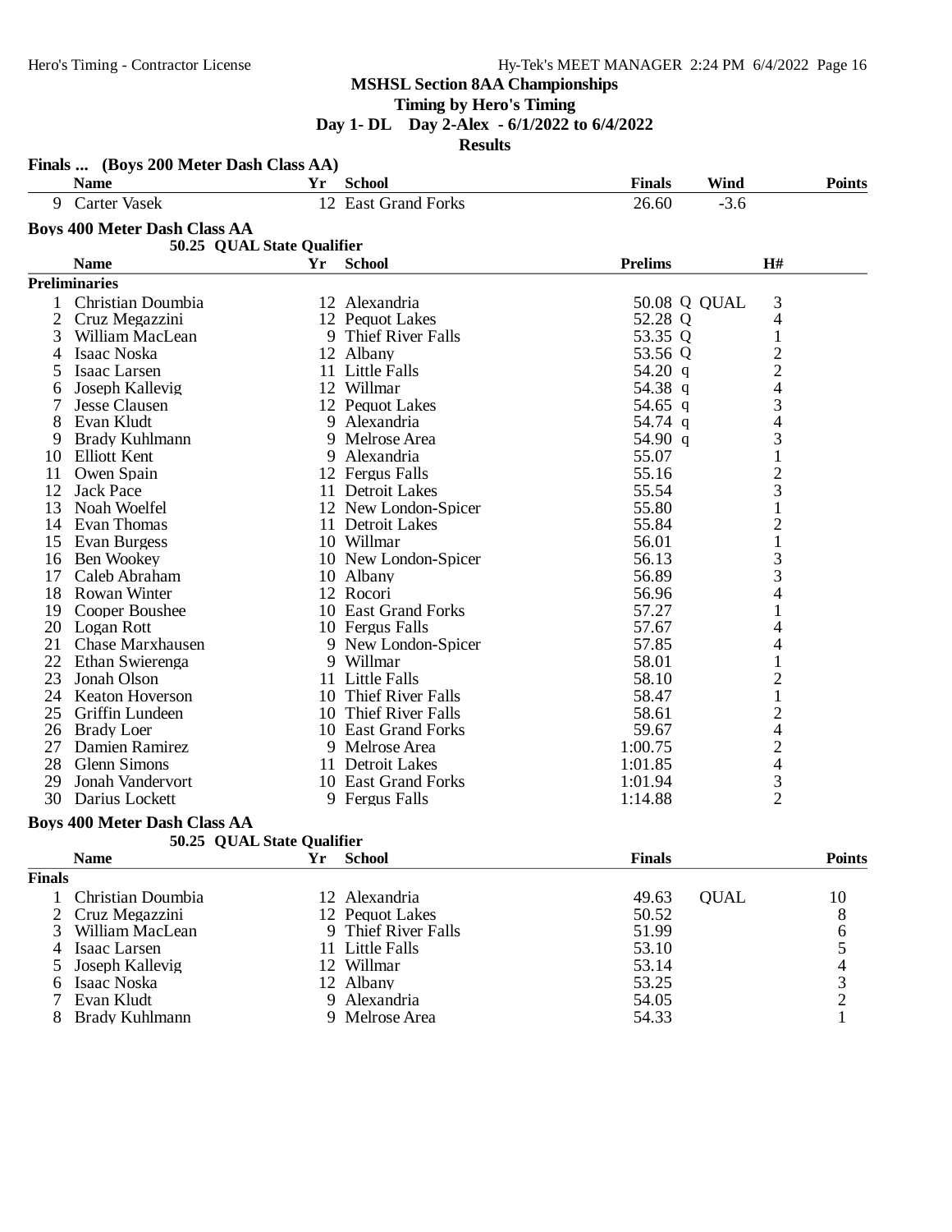## MSHSL Section 8AA Championships

**Timing by Hero's Timing**

**Day 1- DL Day 2-Alex - 6/1/2022 to 6/4/2022**

**Results**

### Finals ... (Boys 200 Meter Dash Class AA)

| | Name | Yr | School | Finals | Wind | Points |
|---|---|---|---|---|---|---|
| 9 | Carter Vasek | 12 | East Grand Forks | 26.60 | -3.6 | |

### Boys 400 Meter Dash Class AA

**50.25 QUAL State Qualifier**

| | Name | Yr | School | Prelims | | H# |
|---|---|---|---|---|---|---|
| **Preliminaries** | | | | | | |
| 1 | Christian Doumbia | 12 | Alexandria | 50.08 Q | QUAL | 3 |
| 2 | Cruz Megazzini | 12 | Pequot Lakes | 52.28 Q | | 4 |
| 3 | William MacLean | 9 | Thief River Falls | 53.35 Q | | 1 |
| 4 | Isaac Noska | 12 | Albany | 53.56 Q | | 2 |
| 5 | Isaac Larsen | 11 | Little Falls | 54.20 q | | 2 |
| 6 | Joseph Kallevig | 12 | Willmar | 54.38 q | | 4 |
| 7 | Jesse Clausen | 12 | Pequot Lakes | 54.65 q | | 3 |
| 8 | Evan Kludt | 9 | Alexandria | 54.74 q | | 4 |
| 9 | Brady Kuhlmann | 9 | Melrose Area | 54.90 q | | 3 |
| 10 | Elliott Kent | 9 | Alexandria | 55.07 | | 1 |
| 11 | Owen Spain | 12 | Fergus Falls | 55.16 | | 2 |
| 12 | Jack Pace | 11 | Detroit Lakes | 55.54 | | 3 |
| 13 | Noah Woelfel | 12 | New London-Spicer | 55.80 | | 1 |
| 14 | Evan Thomas | 11 | Detroit Lakes | 55.84 | | 2 |
| 15 | Evan Burgess | 10 | Willmar | 56.01 | | 1 |
| 16 | Ben Wookey | 10 | New London-Spicer | 56.13 | | 3 |
| 17 | Caleb Abraham | 10 | Albany | 56.89 | | 3 |
| 18 | Rowan Winter | 12 | Rocori | 56.96 | | 4 |
| 19 | Cooper Boushee | 10 | East Grand Forks | 57.27 | | 1 |
| 20 | Logan Rott | 10 | Fergus Falls | 57.67 | | 4 |
| 21 | Chase Marxhausen | 9 | New London-Spicer | 57.85 | | 4 |
| 22 | Ethan Swierenga | 9 | Willmar | 58.01 | | 1 |
| 23 | Jonah Olson | 11 | Little Falls | 58.10 | | 2 |
| 24 | Keaton Hoverson | 10 | Thief River Falls | 58.47 | | 1 |
| 25 | Griffin Lundeen | 10 | Thief River Falls | 58.61 | | 2 |
| 26 | Brady Loer | 10 | East Grand Forks | 59.67 | | 4 |
| 27 | Damien Ramirez | 9 | Melrose Area | 1:00.75 | | 2 |
| 28 | Glenn Simons | 11 | Detroit Lakes | 1:01.85 | | 4 |
| 29 | Jonah Vandervort | 10 | East Grand Forks | 1:01.94 | | 3 |
| 30 | Darius Lockett | 9 | Fergus Falls | 1:14.88 | | 2 |

### Boys 400 Meter Dash Class AA

**50.25 QUAL State Qualifier**

| | Name | Yr | School | Finals | | Points |
|---|---|---|---|---|---|---|
| **Finals** | | | | | | |
| 1 | Christian Doumbia | 12 | Alexandria | 49.63 | QUAL | 10 |
| 2 | Cruz Megazzini | 12 | Pequot Lakes | 50.52 | | 8 |
| 3 | William MacLean | 9 | Thief River Falls | 51.99 | | 6 |
| 4 | Isaac Larsen | 11 | Little Falls | 53.10 | | 5 |
| 5 | Joseph Kallevig | 12 | Willmar | 53.14 | | 4 |
| 6 | Isaac Noska | 12 | Albany | 53.25 | | 3 |
| 7 | Evan Kludt | 9 | Alexandria | 54.05 | | 2 |
| 8 | Brady Kuhlmann | 9 | Melrose Area | 54.33 | | 1 |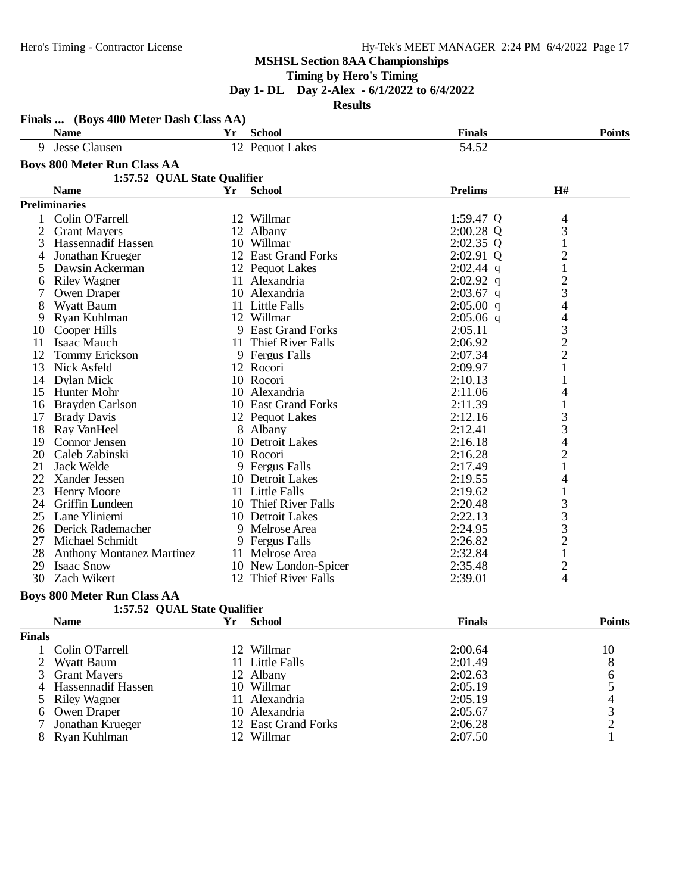**MSHSL Section 8AA Championships**

**Timing by Hero's Timing**

**Day 1- DL Day 2-Alex - 6/1/2022 to 6/4/2022**

**Results**

### Finals ... (Boys 400 Meter Dash Class AA)

| | Name | Yr | School | Finals | Points |
|---|---|---|---|---|---|
| 9 | Jesse Clausen | 12 | Pequot Lakes | 54.52 | |

### Boys 800 Meter Run Class AA

**1:57.52 QUAL State Qualifier**

**Preliminaries**

| | Name | Yr | School | Prelims | | H# |
|---|---|---|---|---|---|---|
| 1 | Colin O'Farrell | 12 | Willmar | 1:59.47 | Q | 4 |
| 2 | Grant Mayers | 12 | Albany | 2:00.28 | Q | 3 |
| 3 | Hassennadif Hassen | 10 | Willmar | 2:02.35 | Q | 1 |
| 4 | Jonathan Krueger | 12 | East Grand Forks | 2:02.91 | Q | 2 |
| 5 | Dawsin Ackerman | 12 | Pequot Lakes | 2:02.44 | q | 1 |
| 6 | Riley Wagner | 11 | Alexandria | 2:02.92 | q | 2 |
| 7 | Owen Draper | 10 | Alexandria | 2:03.67 | q | 3 |
| 8 | Wyatt Baum | 11 | Little Falls | 2:05.00 | q | 4 |
| 9 | Ryan Kuhlman | 12 | Willmar | 2:05.06 | q | 4 |
| 10 | Cooper Hills | 9 | East Grand Forks | 2:05.11 | | 3 |
| 11 | Isaac Mauch | 11 | Thief River Falls | 2:06.92 | | 2 |
| 12 | Tommy Erickson | 9 | Fergus Falls | 2:07.34 | | 2 |
| 13 | Nick Asfeld | 12 | Rocori | 2:09.97 | | 1 |
| 14 | Dylan Mick | 10 | Rocori | 2:10.13 | | 1 |
| 15 | Hunter Mohr | 10 | Alexandria | 2:11.06 | | 4 |
| 16 | Brayden Carlson | 10 | East Grand Forks | 2:11.39 | | 1 |
| 17 | Brady Davis | 12 | Pequot Lakes | 2:12.16 | | 3 |
| 18 | Ray VanHeel | 8 | Albany | 2:12.41 | | 3 |
| 19 | Connor Jensen | 10 | Detroit Lakes | 2:16.18 | | 4 |
| 20 | Caleb Zabinski | 10 | Rocori | 2:16.28 | | 2 |
| 21 | Jack Welde | 9 | Fergus Falls | 2:17.49 | | 1 |
| 22 | Xander Jessen | 10 | Detroit Lakes | 2:19.55 | | 4 |
| 23 | Henry Moore | 11 | Little Falls | 2:19.62 | | 1 |
| 24 | Griffin Lundeen | 10 | Thief River Falls | 2:20.48 | | 3 |
| 25 | Lane Yliniemi | 10 | Detroit Lakes | 2:22.13 | | 3 |
| 26 | Derick Rademacher | 9 | Melrose Area | 2:24.95 | | 3 |
| 27 | Michael Schmidt | 9 | Fergus Falls | 2:26.82 | | 2 |
| 28 | Anthony Montanez Martinez | 11 | Melrose Area | 2:32.84 | | 1 |
| 29 | Isaac Snow | 10 | New London-Spicer | 2:35.48 | | 2 |
| 30 | Zach Wikert | 12 | Thief River Falls | 2:39.01 | | 4 |

### Boys 800 Meter Run Class AA

**1:57.52 QUAL State Qualifier**

**Finals**

| | Name | Yr | School | Finals | Points |
|---|---|---|---|---|---|
| 1 | Colin O'Farrell | 12 | Willmar | 2:00.64 | 10 |
| 2 | Wyatt Baum | 11 | Little Falls | 2:01.49 | 8 |
| 3 | Grant Mayers | 12 | Albany | 2:02.63 | 6 |
| 4 | Hassennadif Hassen | 10 | Willmar | 2:05.19 | 5 |
| 5 | Riley Wagner | 11 | Alexandria | 2:05.19 | 4 |
| 6 | Owen Draper | 10 | Alexandria | 2:05.67 | 3 |
| 7 | Jonathan Krueger | 12 | East Grand Forks | 2:06.28 | 2 |
| 8 | Ryan Kuhlman | 12 | Willmar | 2:07.50 | 1 |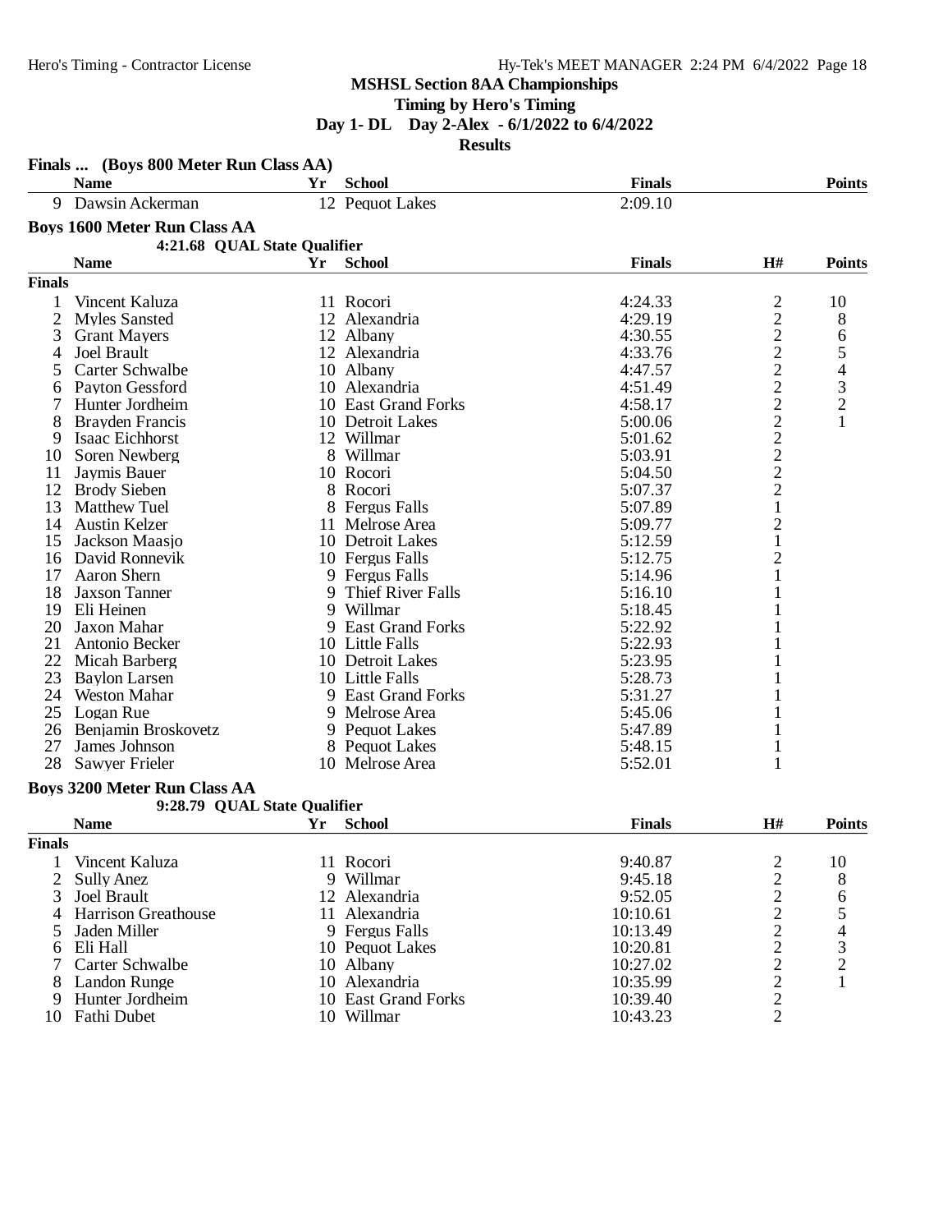**MSHSL Section 8AA Championships**

**Timing by Hero's Timing**

**Day 1- DL Day 2-Alex - 6/1/2022 to 6/4/2022**

**Results**

### Finals ... (Boys 800 Meter Run Class AA)

| | Name | Yr | School | Finals | Points |
|---|---|---|---|---|---|
| 9 | Dawsin Ackerman | 12 | Pequot Lakes | 2:09.10 | |

### Boys 1600 Meter Run Class AA

4:21.68 QUAL State Qualifier

| | Name | Yr | School | Finals | H# | Points |
|---|---|---|---|---|---|---|
| **Finals** | | | | | | |
| 1 | Vincent Kaluza | 11 | Rocori | 4:24.33 | 2 | 10 |
| 2 | Myles Sansted | 12 | Alexandria | 4:29.19 | 2 | 8 |
| 3 | Grant Mayers | 12 | Albany | 4:30.55 | 2 | 6 |
| 4 | Joel Brault | 12 | Alexandria | 4:33.76 | 2 | 5 |
| 5 | Carter Schwalbe | 10 | Albany | 4:47.57 | 2 | 4 |
| 6 | Payton Gessford | 10 | Alexandria | 4:51.49 | 2 | 3 |
| 7 | Hunter Jordheim | 10 | East Grand Forks | 4:58.17 | 2 | 2 |
| 8 | Brayden Francis | 10 | Detroit Lakes | 5:00.06 | 2 | 1 |
| 9 | Isaac Eichhorst | 12 | Willmar | 5:01.62 | 2 | |
| 10 | Soren Newberg | 8 | Willmar | 5:03.91 | 2 | |
| 11 | Jaymis Bauer | 10 | Rocori | 5:04.50 | 2 | |
| 12 | Brody Sieben | 8 | Rocori | 5:07.37 | 2 | |
| 13 | Matthew Tuel | 8 | Fergus Falls | 5:07.89 | 1 | |
| 14 | Austin Kelzer | 11 | Melrose Area | 5:09.77 | 2 | |
| 15 | Jackson Maasjo | 10 | Detroit Lakes | 5:12.59 | 1 | |
| 16 | David Ronnevik | 10 | Fergus Falls | 5:12.75 | 2 | |
| 17 | Aaron Shern | 9 | Fergus Falls | 5:14.96 | 1 | |
| 18 | Jaxson Tanner | 9 | Thief River Falls | 5:16.10 | 1 | |
| 19 | Eli Heinen | 9 | Willmar | 5:18.45 | 1 | |
| 20 | Jaxon Mahar | 9 | East Grand Forks | 5:22.92 | 1 | |
| 21 | Antonio Becker | 10 | Little Falls | 5:22.93 | 1 | |
| 22 | Micah Barberg | 10 | Detroit Lakes | 5:23.95 | 1 | |
| 23 | Baylon Larsen | 10 | Little Falls | 5:28.73 | 1 | |
| 24 | Weston Mahar | 9 | East Grand Forks | 5:31.27 | 1 | |
| 25 | Logan Rue | 9 | Melrose Area | 5:45.06 | 1 | |
| 26 | Benjamin Broskovetz | 9 | Pequot Lakes | 5:47.89 | 1 | |
| 27 | James Johnson | 8 | Pequot Lakes | 5:48.15 | 1 | |
| 28 | Sawyer Frieler | 10 | Melrose Area | 5:52.01 | 1 | |

### Boys 3200 Meter Run Class AA

9:28.79 QUAL State Qualifier

| | Name | Yr | School | Finals | H# | Points |
|---|---|---|---|---|---|---|
| **Finals** | | | | | | |
| 1 | Vincent Kaluza | 11 | Rocori | 9:40.87 | 2 | 10 |
| 2 | Sully Anez | 9 | Willmar | 9:45.18 | 2 | 8 |
| 3 | Joel Brault | 12 | Alexandria | 9:52.05 | 2 | 6 |
| 4 | Harrison Greathouse | 11 | Alexandria | 10:10.61 | 2 | 5 |
| 5 | Jaden Miller | 9 | Fergus Falls | 10:13.49 | 2 | 4 |
| 6 | Eli Hall | 10 | Pequot Lakes | 10:20.81 | 2 | 3 |
| 7 | Carter Schwalbe | 10 | Albany | 10:27.02 | 2 | 2 |
| 8 | Landon Runge | 10 | Alexandria | 10:35.99 | 2 | 1 |
| 9 | Hunter Jordheim | 10 | East Grand Forks | 10:39.40 | 2 | |
| 10 | Fathi Dubet | 10 | Willmar | 10:43.23 | 2 | |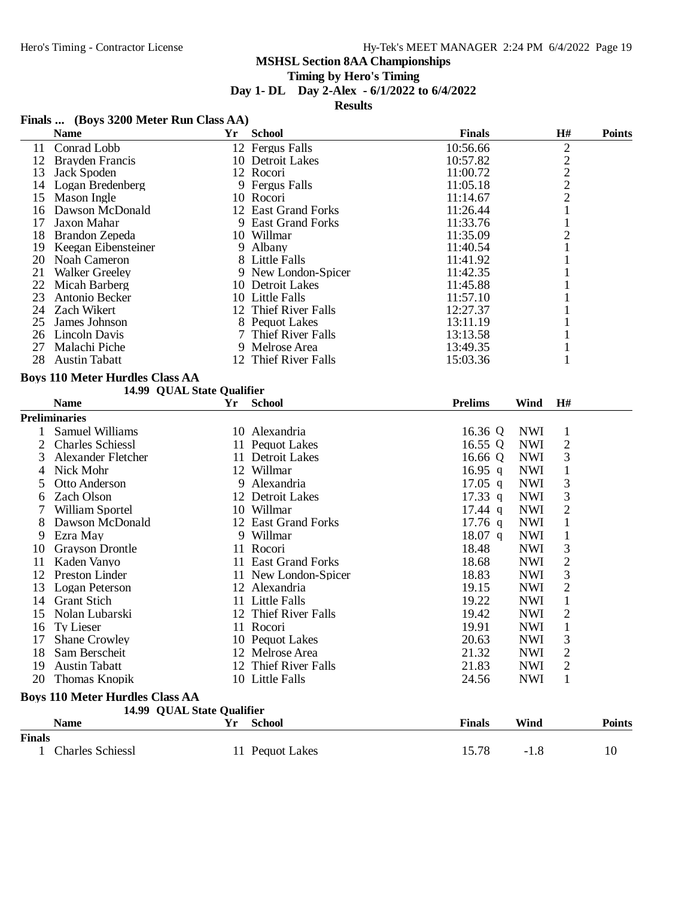MSHSL Section 8AA Championships

Timing by Hero's Timing

Day 1- DL Day 2-Alex - 6/1/2022 to 6/4/2022

Results

## Finals ... (Boys 3200 Meter Run Class AA)

| | Name | Yr | School | Finals | H# | Points |
|---|---|---|---|---|---|---|
| 11 | Conrad Lobb | 12 | Fergus Falls | 10:56.66 | 2 | |
| 12 | Brayden Francis | 10 | Detroit Lakes | 10:57.82 | 2 | |
| 13 | Jack Spoden | 12 | Rocori | 11:00.72 | 2 | |
| 14 | Logan Bredenberg | 9 | Fergus Falls | 11:05.18 | 2 | |
| 15 | Mason Ingle | 10 | Rocori | 11:14.67 | 2 | |
| 16 | Dawson McDonald | 12 | East Grand Forks | 11:26.44 | 1 | |
| 17 | Jaxon Mahar | 9 | East Grand Forks | 11:33.76 | 1 | |
| 18 | Brandon Zepeda | 10 | Willmar | 11:35.09 | 2 | |
| 19 | Keegan Eibensteiner | 9 | Albany | 11:40.54 | 1 | |
| 20 | Noah Cameron | 8 | Little Falls | 11:41.92 | 1 | |
| 21 | Walker Greeley | 9 | New London-Spicer | 11:42.35 | 1 | |
| 22 | Micah Barberg | 10 | Detroit Lakes | 11:45.88 | 1 | |
| 23 | Antonio Becker | 10 | Little Falls | 11:57.10 | 1 | |
| 24 | Zach Wikert | 12 | Thief River Falls | 12:27.37 | 1 | |
| 25 | James Johnson | 8 | Pequot Lakes | 13:11.19 | 1 | |
| 26 | Lincoln Davis | 7 | Thief River Falls | 13:13.58 | 1 | |
| 27 | Malachi Piche | 9 | Melrose Area | 13:49.35 | 1 | |
| 28 | Austin Tabatt | 12 | Thief River Falls | 15:03.36 | 1 | |

## Boys 110 Meter Hurdles Class AA

14.99 QUAL State Qualifier

| | Name | Yr | School | Prelims | Wind | H# |
|---|---|---|---|---|---|---|
| **Preliminaries** | | | | | | |
| 1 | Samuel Williams | 10 | Alexandria | 16.36 Q | NWI | 1 |
| 2 | Charles Schiessl | 11 | Pequot Lakes | 16.55 Q | NWI | 2 |
| 3 | Alexander Fletcher | 11 | Detroit Lakes | 16.66 Q | NWI | 3 |
| 4 | Nick Mohr | 12 | Willmar | 16.95 q | NWI | 1 |
| 5 | Otto Anderson | 9 | Alexandria | 17.05 q | NWI | 3 |
| 6 | Zach Olson | 12 | Detroit Lakes | 17.33 q | NWI | 3 |
| 7 | William Sportel | 10 | Willmar | 17.44 q | NWI | 2 |
| 8 | Dawson McDonald | 12 | East Grand Forks | 17.76 q | NWI | 1 |
| 9 | Ezra May | 9 | Willmar | 18.07 q | NWI | 1 |
| 10 | Grayson Drontle | 11 | Rocori | 18.48 | NWI | 3 |
| 11 | Kaden Vanyo | 11 | East Grand Forks | 18.68 | NWI | 2 |
| 12 | Preston Linder | 11 | New London-Spicer | 18.83 | NWI | 3 |
| 13 | Logan Peterson | 12 | Alexandria | 19.15 | NWI | 2 |
| 14 | Grant Stich | 11 | Little Falls | 19.22 | NWI | 1 |
| 15 | Nolan Lubarski | 12 | Thief River Falls | 19.42 | NWI | 2 |
| 16 | Ty Lieser | 11 | Rocori | 19.91 | NWI | 1 |
| 17 | Shane Crowley | 10 | Pequot Lakes | 20.63 | NWI | 3 |
| 18 | Sam Berscheit | 12 | Melrose Area | 21.32 | NWI | 2 |
| 19 | Austin Tabatt | 12 | Thief River Falls | 21.83 | NWI | 2 |
| 20 | Thomas Knopik | 10 | Little Falls | 24.56 | NWI | 1 |

## Boys 110 Meter Hurdles Class AA

14.99 QUAL State Qualifier

| | Name | Yr | School | Finals | Wind | Points |
|---|---|---|---|---|---|---|
| **Finals** | | | | | | |
| 1 | Charles Schiessl | 11 | Pequot Lakes | 15.78 | -1.8 | 10 |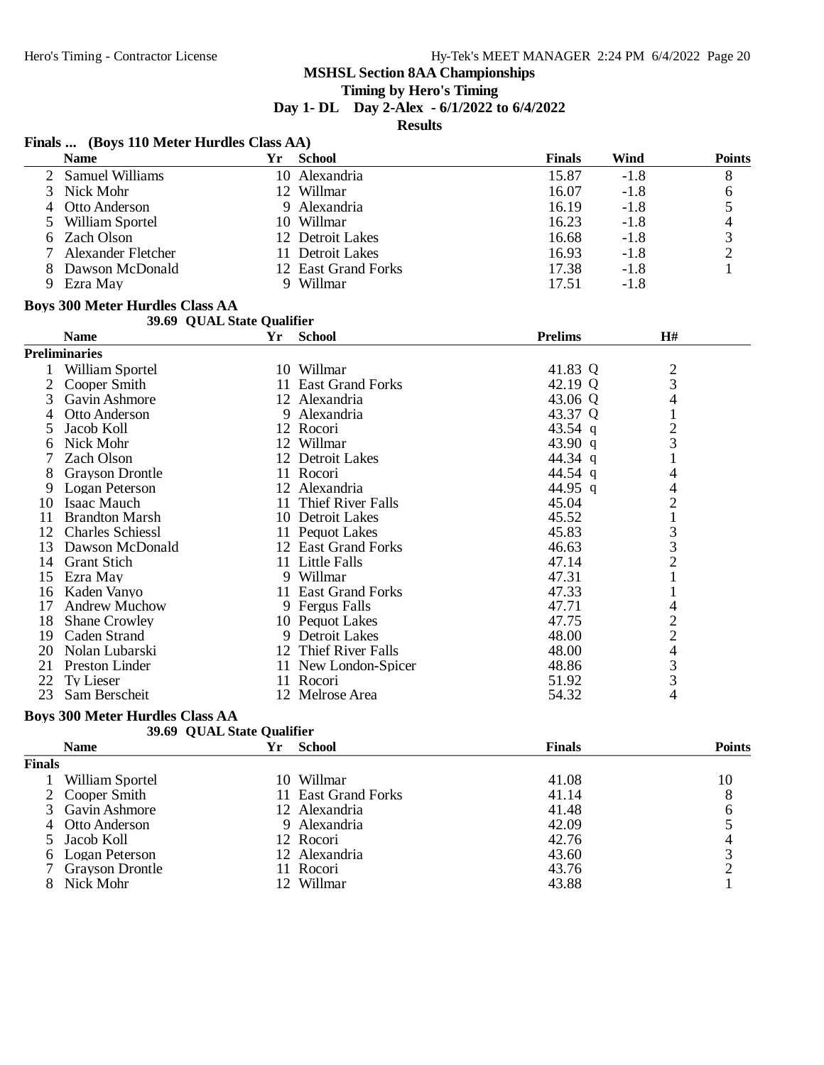## MSHSL Section 8AA Championships

**Timing by Hero's Timing**

**Day 1- DL Day 2-Alex - 6/1/2022 to 6/4/2022**

**Results**

### Finals ... (Boys 110 Meter Hurdles Class AA)

| | Name | Yr | School | Finals | Wind | Points |
|---|---|---|---|---|---|---|
| 2 | Samuel Williams | 10 | Alexandria | 15.87 | -1.8 | 8 |
| 3 | Nick Mohr | 12 | Willmar | 16.07 | -1.8 | 6 |
| 4 | Otto Anderson | 9 | Alexandria | 16.19 | -1.8 | 5 |
| 5 | William Sportel | 10 | Willmar | 16.23 | -1.8 | 4 |
| 6 | Zach Olson | 12 | Detroit Lakes | 16.68 | -1.8 | 3 |
| 7 | Alexander Fletcher | 11 | Detroit Lakes | 16.93 | -1.8 | 2 |
| 8 | Dawson McDonald | 12 | East Grand Forks | 17.38 | -1.8 | 1 |
| 9 | Ezra May | 9 | Willmar | 17.51 | -1.8 | |

### Boys 300 Meter Hurdles Class AA

**39.69 QUAL State Qualifier**

**Preliminaries**

| | Name | Yr | School | Prelims | | H# |
|---|---|---|---|---|---|---|
| 1 | William Sportel | 10 | Willmar | 41.83 | Q | 2 |
| 2 | Cooper Smith | 11 | East Grand Forks | 42.19 | Q | 3 |
| 3 | Gavin Ashmore | 12 | Alexandria | 43.06 | Q | 4 |
| 4 | Otto Anderson | 9 | Alexandria | 43.37 | Q | 1 |
| 5 | Jacob Koll | 12 | Rocori | 43.54 | q | 2 |
| 6 | Nick Mohr | 12 | Willmar | 43.90 | q | 3 |
| 7 | Zach Olson | 12 | Detroit Lakes | 44.34 | q | 1 |
| 8 | Grayson Drontle | 11 | Rocori | 44.54 | q | 4 |
| 9 | Logan Peterson | 12 | Alexandria | 44.95 | q | 4 |
| 10 | Isaac Mauch | 11 | Thief River Falls | 45.04 | | 2 |
| 11 | Brandton Marsh | 10 | Detroit Lakes | 45.52 | | 1 |
| 12 | Charles Schiessl | 11 | Pequot Lakes | 45.83 | | 3 |
| 13 | Dawson McDonald | 12 | East Grand Forks | 46.63 | | 3 |
| 14 | Grant Stich | 11 | Little Falls | 47.14 | | 2 |
| 15 | Ezra May | 9 | Willmar | 47.31 | | 1 |
| 16 | Kaden Vanyo | 11 | East Grand Forks | 47.33 | | 1 |
| 17 | Andrew Muchow | 9 | Fergus Falls | 47.71 | | 4 |
| 18 | Shane Crowley | 10 | Pequot Lakes | 47.75 | | 2 |
| 19 | Caden Strand | 9 | Detroit Lakes | 48.00 | | 2 |
| 20 | Nolan Lubarski | 12 | Thief River Falls | 48.00 | | 4 |
| 21 | Preston Linder | 11 | New London-Spicer | 48.86 | | 3 |
| 22 | Ty Lieser | 11 | Rocori | 51.92 | | 3 |
| 23 | Sam Berscheit | 12 | Melrose Area | 54.32 | | 4 |

### Boys 300 Meter Hurdles Class AA

**39.69 QUAL State Qualifier**

**Finals**

| | Name | Yr | School | Finals | Points |
|---|---|---|---|---|---|
| 1 | William Sportel | 10 | Willmar | 41.08 | 10 |
| 2 | Cooper Smith | 11 | East Grand Forks | 41.14 | 8 |
| 3 | Gavin Ashmore | 12 | Alexandria | 41.48 | 6 |
| 4 | Otto Anderson | 9 | Alexandria | 42.09 | 5 |
| 5 | Jacob Koll | 12 | Rocori | 42.76 | 4 |
| 6 | Logan Peterson | 12 | Alexandria | 43.60 | 3 |
| 7 | Grayson Drontle | 11 | Rocori | 43.76 | 2 |
| 8 | Nick Mohr | 12 | Willmar | 43.88 | 1 |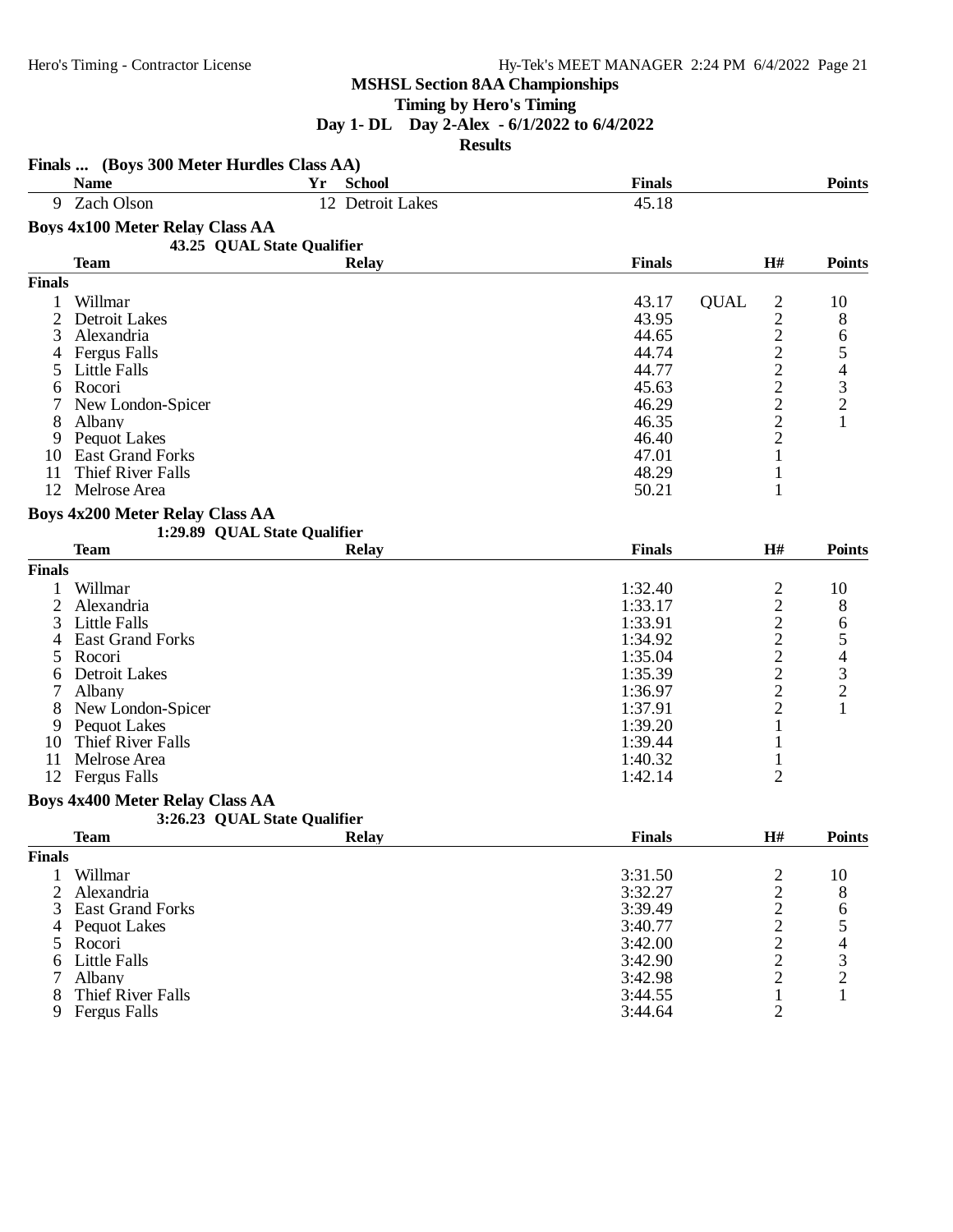**MSHSL Section 8AA Championships**

**Timing by Hero's Timing**

**Day 1- DL Day 2-Alex - 6/1/2022 to 6/4/2022**

**Results**

## Finals ... (Boys 300 Meter Hurdles Class AA)

| | Name | Yr | School | Finals | Points |
|---|---|---|---|---|---|
| 9 | Zach Olson | 12 | Detroit Lakes | 45.18 | |

## Boys 4x100 Meter Relay Class AA

43.25 QUAL State Qualifier

| | Team | Relay | Finals | | H# | Points |
|---|---|---|---|---|---|---|
| **Finals** | | | | | | |
| 1 | Willmar | | 43.17 | QUAL | 2 | 10 |
| 2 | Detroit Lakes | | 43.95 | | 2 | 8 |
| 3 | Alexandria | | 44.65 | | 2 | 6 |
| 4 | Fergus Falls | | 44.74 | | 2 | 5 |
| 5 | Little Falls | | 44.77 | | 2 | 4 |
| 6 | Rocori | | 45.63 | | 2 | 3 |
| 7 | New London-Spicer | | 46.29 | | 2 | 2 |
| 8 | Albany | | 46.35 | | 2 | 1 |
| 9 | Pequot Lakes | | 46.40 | | 2 | |
| 10 | East Grand Forks | | 47.01 | | 1 | |
| 11 | Thief River Falls | | 48.29 | | 1 | |
| 12 | Melrose Area | | 50.21 | | 1 | |

## Boys 4x200 Meter Relay Class AA

1:29.89 QUAL State Qualifier

| | Team | Relay | Finals | H# | Points |
|---|---|---|---|---|---|
| **Finals** | | | | | |
| 1 | Willmar | | 1:32.40 | 2 | 10 |
| 2 | Alexandria | | 1:33.17 | 2 | 8 |
| 3 | Little Falls | | 1:33.91 | 2 | 6 |
| 4 | East Grand Forks | | 1:34.92 | 2 | 5 |
| 5 | Rocori | | 1:35.04 | 2 | 4 |
| 6 | Detroit Lakes | | 1:35.39 | 2 | 3 |
| 7 | Albany | | 1:36.97 | 2 | 2 |
| 8 | New London-Spicer | | 1:37.91 | 2 | 1 |
| 9 | Pequot Lakes | | 1:39.20 | 1 | |
| 10 | Thief River Falls | | 1:39.44 | 1 | |
| 11 | Melrose Area | | 1:40.32 | 1 | |
| 12 | Fergus Falls | | 1:42.14 | 2 | |

## Boys 4x400 Meter Relay Class AA

3:26.23 QUAL State Qualifier

| | Team | Relay | Finals | H# | Points |
|---|---|---|---|---|---|
| **Finals** | | | | | |
| 1 | Willmar | | 3:31.50 | 2 | 10 |
| 2 | Alexandria | | 3:32.27 | 2 | 8 |
| 3 | East Grand Forks | | 3:39.49 | 2 | 6 |
| 4 | Pequot Lakes | | 3:40.77 | 2 | 5 |
| 5 | Rocori | | 3:42.00 | 2 | 4 |
| 6 | Little Falls | | 3:42.90 | 2 | 3 |
| 7 | Albany | | 3:42.98 | 2 | 2 |
| 8 | Thief River Falls | | 3:44.55 | 1 | 1 |
| 9 | Fergus Falls | | 3:44.64 | 2 | |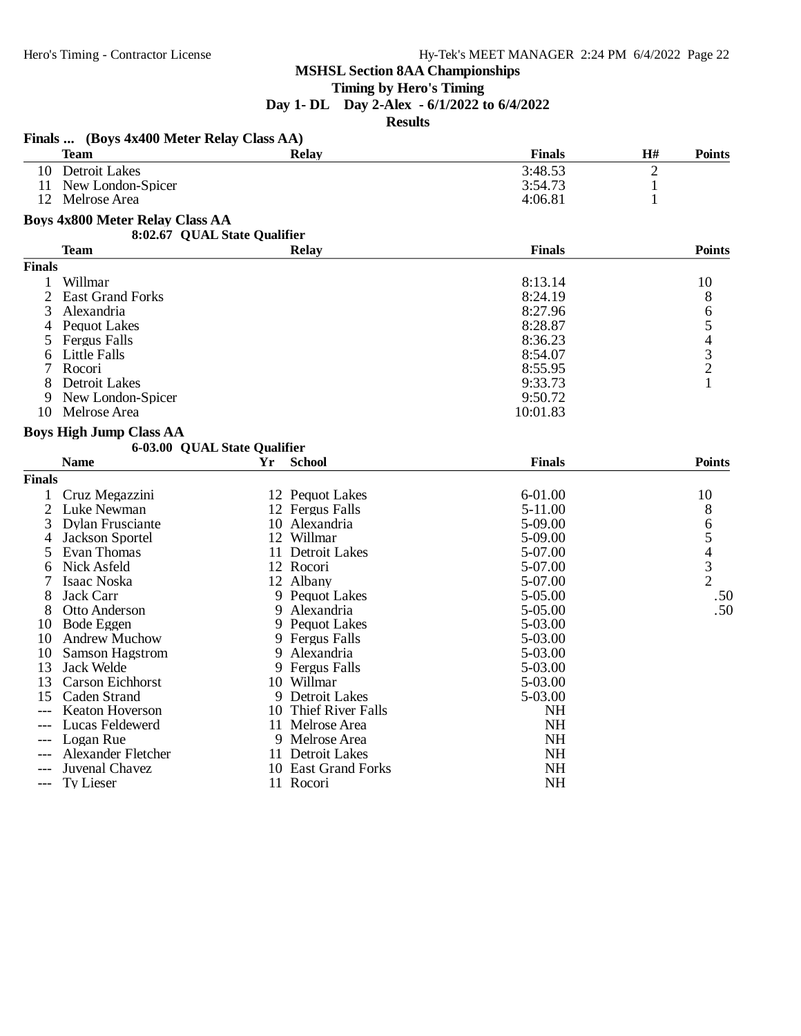**MSHSL Section 8AA Championships**

**Timing by Hero's Timing**

**Day 1- DL Day 2-Alex - 6/1/2022 to 6/4/2022**

**Results**

### Finals ... (Boys 4x400 Meter Relay Class AA)

| | Team | Relay | Finals | H# | Points |
|---|---|---|---|---|---|
| 10 | Detroit Lakes | | 3:48.53 | 2 | |
| 11 | New London-Spicer | | 3:54.73 | 1 | |
| 12 | Melrose Area | | 4:06.81 | 1 | |

### Boys 4x800 Meter Relay Class AA

8:02.67 QUAL State Qualifier

| | Team | Relay | Finals | Points |
|---|---|---|---|---|
| **Finals** | | | | |
| 1 | Willmar | | 8:13.14 | 10 |
| 2 | East Grand Forks | | 8:24.19 | 8 |
| 3 | Alexandria | | 8:27.96 | 6 |
| 4 | Pequot Lakes | | 8:28.87 | 5 |
| 5 | Fergus Falls | | 8:36.23 | 4 |
| 6 | Little Falls | | 8:54.07 | 3 |
| 7 | Rocori | | 8:55.95 | 2 |
| 8 | Detroit Lakes | | 9:33.73 | 1 |
| 9 | New London-Spicer | | 9:50.72 | |
| 10 | Melrose Area | | 10:01.83 | |

### Boys High Jump Class AA

6-03.00 QUAL State Qualifier

| | Name | Yr | School | Finals | Points |
|---|---|---|---|---|---|
| **Finals** | | | | | |
| 1 | Cruz Megazzini | 12 | Pequot Lakes | 6-01.00 | 10 |
| 2 | Luke Newman | 12 | Fergus Falls | 5-11.00 | 8 |
| 3 | Dylan Frusciante | 10 | Alexandria | 5-09.00 | 6 |
| 4 | Jackson Sportel | 12 | Willmar | 5-09.00 | 5 |
| 5 | Evan Thomas | 11 | Detroit Lakes | 5-07.00 | 4 |
| 6 | Nick Asfeld | 12 | Rocori | 5-07.00 | 3 |
| 7 | Isaac Noska | 12 | Albany | 5-07.00 | 2 |
| 8 | Jack Carr | 9 | Pequot Lakes | 5-05.00 | .50 |
| 8 | Otto Anderson | 9 | Alexandria | 5-05.00 | .50 |
| 10 | Bode Eggen | 9 | Pequot Lakes | 5-03.00 | |
| 10 | Andrew Muchow | 9 | Fergus Falls | 5-03.00 | |
| 10 | Samson Hagstrom | 9 | Alexandria | 5-03.00 | |
| 13 | Jack Welde | 9 | Fergus Falls | 5-03.00 | |
| 13 | Carson Eichhorst | 10 | Willmar | 5-03.00 | |
| 15 | Caden Strand | 9 | Detroit Lakes | 5-03.00 | |
| --- | Keaton Hoverson | 10 | Thief River Falls | NH | |
| --- | Lucas Feldewerd | 11 | Melrose Area | NH | |
| --- | Logan Rue | 9 | Melrose Area | NH | |
| --- | Alexander Fletcher | 11 | Detroit Lakes | NH | |
| --- | Juvenal Chavez | 10 | East Grand Forks | NH | |
| --- | Ty Lieser | 11 | Rocori | NH | |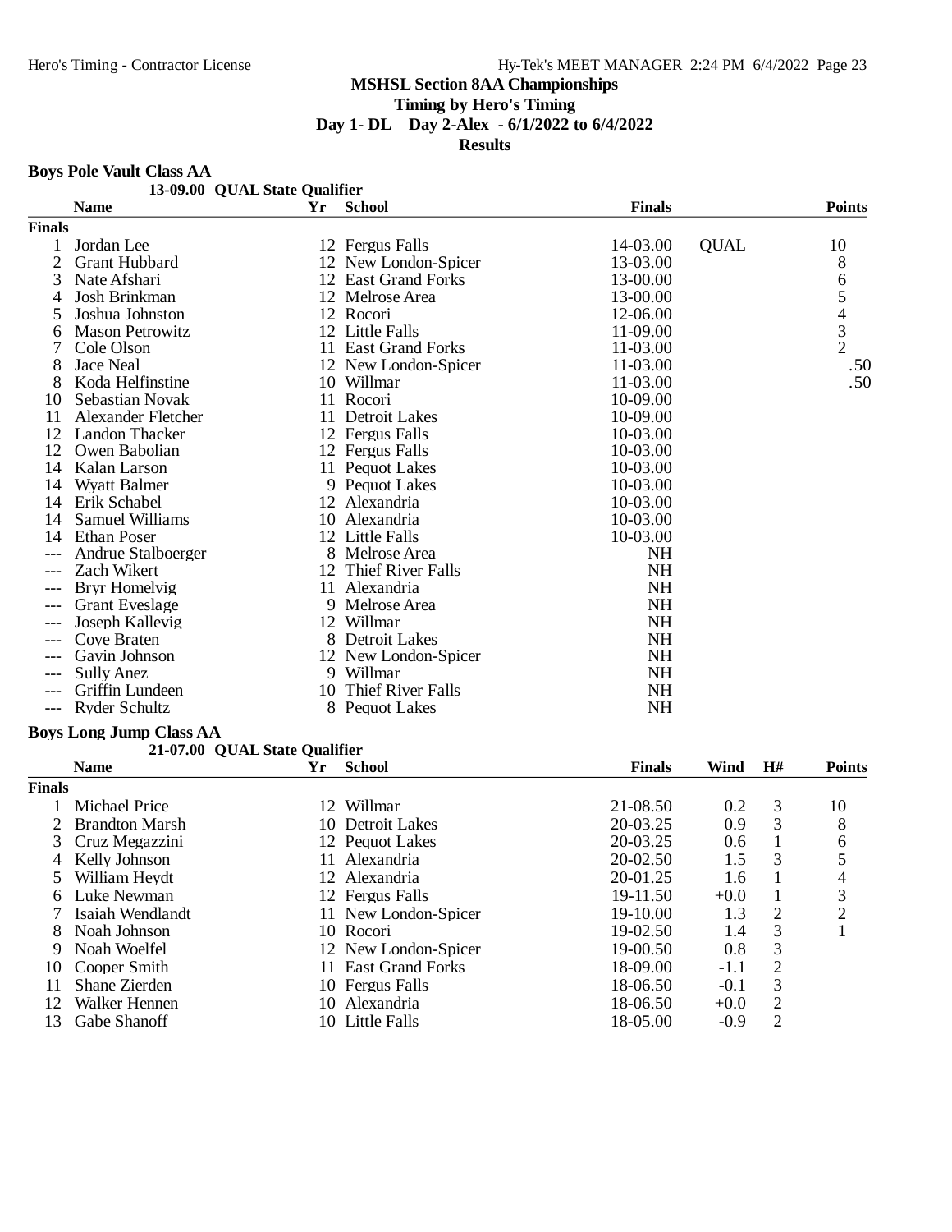# MSHSL Section 8AA Championships

**Timing by Hero's Timing**

**Day 1- DL Day 2-Alex - 6/1/2022 to 6/4/2022**

**Results**

## Boys Pole Vault Class AA

**13-09.00 QUAL State Qualifier**

| | Name | Yr | School | Finals | | Points |
|---|---|---|---|---|---|---|
| **Finals** | | | | | | |
| 1 | Jordan Lee | 12 | Fergus Falls | 14-03.00 | QUAL | 10 |
| 2 | Grant Hubbard | 12 | New London-Spicer | 13-03.00 | | 8 |
| 3 | Nate Afshari | 12 | East Grand Forks | 13-00.00 | | 6 |
| 4 | Josh Brinkman | 12 | Melrose Area | 13-00.00 | | 5 |
| 5 | Joshua Johnston | 12 | Rocori | 12-06.00 | | 4 |
| 6 | Mason Petrowitz | 12 | Little Falls | 11-09.00 | | 3 |
| 7 | Cole Olson | 11 | East Grand Forks | 11-03.00 | | 2 |
| 8 | Jace Neal | 12 | New London-Spicer | 11-03.00 | | .50 |
| 8 | Koda Helfinstine | 10 | Willmar | 11-03.00 | | .50 |
| 10 | Sebastian Novak | 11 | Rocori | 10-09.00 | | |
| 11 | Alexander Fletcher | 11 | Detroit Lakes | 10-09.00 | | |
| 12 | Landon Thacker | 12 | Fergus Falls | 10-03.00 | | |
| 12 | Owen Babolian | 12 | Fergus Falls | 10-03.00 | | |
| 14 | Kalan Larson | 11 | Pequot Lakes | 10-03.00 | | |
| 14 | Wyatt Balmer | 9 | Pequot Lakes | 10-03.00 | | |
| 14 | Erik Schabel | 12 | Alexandria | 10-03.00 | | |
| 14 | Samuel Williams | 10 | Alexandria | 10-03.00 | | |
| 14 | Ethan Poser | 12 | Little Falls | 10-03.00 | | |
| --- | Andrue Stalboerger | 8 | Melrose Area | NH | | |
| --- | Zach Wikert | 12 | Thief River Falls | NH | | |
| --- | Bryr Homelvig | 11 | Alexandria | NH | | |
| --- | Grant Eveslage | 9 | Melrose Area | NH | | |
| --- | Joseph Kallevig | 12 | Willmar | NH | | |
| --- | Coye Braten | 8 | Detroit Lakes | NH | | |
| --- | Gavin Johnson | 12 | New London-Spicer | NH | | |
| --- | Sully Anez | 9 | Willmar | NH | | |
| --- | Griffin Lundeen | 10 | Thief River Falls | NH | | |
| --- | Ryder Schultz | 8 | Pequot Lakes | NH | | |

## Boys Long Jump Class AA

**21-07.00 QUAL State Qualifier**

| | Name | Yr | School | Finals | Wind | H# | Points |
|---|---|---|---|---|---|---|---|
| **Finals** | | | | | | | |
| 1 | Michael Price | 12 | Willmar | 21-08.50 | 0.2 | 3 | 10 |
| 2 | Brandton Marsh | 10 | Detroit Lakes | 20-03.25 | 0.9 | 3 | 8 |
| 3 | Cruz Megazzini | 12 | Pequot Lakes | 20-03.25 | 0.6 | 1 | 6 |
| 4 | Kelly Johnson | 11 | Alexandria | 20-02.50 | 1.5 | 3 | 5 |
| 5 | William Heydt | 12 | Alexandria | 20-01.25 | 1.6 | 1 | 4 |
| 6 | Luke Newman | 12 | Fergus Falls | 19-11.50 | +0.0 | 1 | 3 |
| 7 | Isaiah Wendlandt | 11 | New London-Spicer | 19-10.00 | 1.3 | 2 | 2 |
| 8 | Noah Johnson | 10 | Rocori | 19-02.50 | 1.4 | 3 | 1 |
| 9 | Noah Woelfel | 12 | New London-Spicer | 19-00.50 | 0.8 | 3 | |
| 10 | Cooper Smith | 11 | East Grand Forks | 18-09.00 | -1.1 | 2 | |
| 11 | Shane Zierden | 10 | Fergus Falls | 18-06.50 | -0.1 | 3 | |
| 12 | Walker Hennen | 10 | Alexandria | 18-06.50 | +0.0 | 2 | |
| 13 | Gabe Shanoff | 10 | Little Falls | 18-05.00 | -0.9 | 2 | |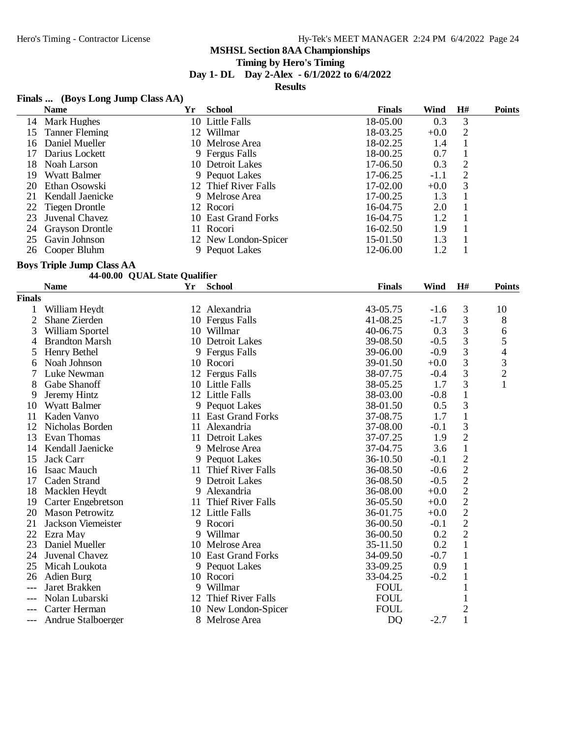## MSHSL Section 8AA Championships

**Timing by Hero's Timing**

**Day 1- DL Day 2-Alex - 6/1/2022 to 6/4/2022**

**Results**

### Finals ... (Boys Long Jump Class AA)

| | Name | Yr | School | Finals | Wind | H# | Points |
|---|---|---|---|---|---|---|---|
| 14 | Mark Hughes | 10 | Little Falls | 18-05.00 | 0.3 | 3 | |
| 15 | Tanner Fleming | 12 | Willmar | 18-03.25 | +0.0 | 2 | |
| 16 | Daniel Mueller | 10 | Melrose Area | 18-02.25 | 1.4 | 1 | |
| 17 | Darius Lockett | 9 | Fergus Falls | 18-00.25 | 0.7 | 1 | |
| 18 | Noah Larson | 10 | Detroit Lakes | 17-06.50 | 0.3 | 2 | |
| 19 | Wyatt Balmer | 9 | Pequot Lakes | 17-06.25 | -1.1 | 2 | |
| 20 | Ethan Osowski | 12 | Thief River Falls | 17-02.00 | +0.0 | 3 | |
| 21 | Kendall Jaenicke | 9 | Melrose Area | 17-00.25 | 1.3 | 1 | |
| 22 | Tiegen Drontle | 12 | Rocori | 16-04.75 | 2.0 | 1 | |
| 23 | Juvenal Chavez | 10 | East Grand Forks | 16-04.75 | 1.2 | 1 | |
| 24 | Grayson Drontle | 11 | Rocori | 16-02.50 | 1.9 | 1 | |
| 25 | Gavin Johnson | 12 | New London-Spicer | 15-01.50 | 1.3 | 1 | |
| 26 | Cooper Bluhm | 9 | Pequot Lakes | 12-06.00 | 1.2 | 1 | |

### Boys Triple Jump Class AA

44-00.00 QUAL State Qualifier

| | Name | Yr | School | Finals | Wind | H# | Points |
|---|---|---|---|---|---|---|---|
| **Finals** | | | | | | | |
| 1 | William Heydt | 12 | Alexandria | 43-05.75 | -1.6 | 3 | 10 |
| 2 | Shane Zierden | 10 | Fergus Falls | 41-08.25 | -1.7 | 3 | 8 |
| 3 | William Sportel | 10 | Willmar | 40-06.75 | 0.3 | 3 | 6 |
| 4 | Brandton Marsh | 10 | Detroit Lakes | 39-08.50 | -0.5 | 3 | 5 |
| 5 | Henry Bethel | 9 | Fergus Falls | 39-06.00 | -0.9 | 3 | 4 |
| 6 | Noah Johnson | 10 | Rocori | 39-01.50 | +0.0 | 3 | 3 |
| 7 | Luke Newman | 12 | Fergus Falls | 38-07.75 | -0.4 | 3 | 2 |
| 8 | Gabe Shanoff | 10 | Little Falls | 38-05.25 | 1.7 | 3 | 1 |
| 9 | Jeremy Hintz | 12 | Little Falls | 38-03.00 | -0.8 | 1 | |
| 10 | Wyatt Balmer | 9 | Pequot Lakes | 38-01.50 | 0.5 | 3 | |
| 11 | Kaden Vanyo | 11 | East Grand Forks | 37-08.75 | 1.7 | 1 | |
| 12 | Nicholas Borden | 11 | Alexandria | 37-08.00 | -0.1 | 3 | |
| 13 | Evan Thomas | 11 | Detroit Lakes | 37-07.25 | 1.9 | 2 | |
| 14 | Kendall Jaenicke | 9 | Melrose Area | 37-04.75 | 3.6 | 1 | |
| 15 | Jack Carr | 9 | Pequot Lakes | 36-10.50 | -0.1 | 2 | |
| 16 | Isaac Mauch | 11 | Thief River Falls | 36-08.50 | -0.6 | 2 | |
| 17 | Caden Strand | 9 | Detroit Lakes | 36-08.50 | -0.5 | 2 | |
| 18 | Macklen Heydt | 9 | Alexandria | 36-08.00 | +0.0 | 2 | |
| 19 | Carter Engebretson | 11 | Thief River Falls | 36-05.50 | +0.0 | 2 | |
| 20 | Mason Petrowitz | 12 | Little Falls | 36-01.75 | +0.0 | 2 | |
| 21 | Jackson Viemeister | 9 | Rocori | 36-00.50 | -0.1 | 2 | |
| 22 | Ezra May | 9 | Willmar | 36-00.50 | 0.2 | 2 | |
| 23 | Daniel Mueller | 10 | Melrose Area | 35-11.50 | 0.2 | 1 | |
| 24 | Juvenal Chavez | 10 | East Grand Forks | 34-09.50 | -0.7 | 1 | |
| 25 | Micah Loukota | 9 | Pequot Lakes | 33-09.25 | 0.9 | 1 | |
| 26 | Adien Burg | 10 | Rocori | 33-04.25 | -0.2 | 1 | |
| --- | Jaret Brakken | 9 | Willmar | FOUL | | 1 | |
| --- | Nolan Lubarski | 12 | Thief River Falls | FOUL | | 1 | |
| --- | Carter Herman | 10 | New London-Spicer | FOUL | | 2 | |
| --- | Andrue Stalboerger | 8 | Melrose Area | DQ | -2.7 | 1 | |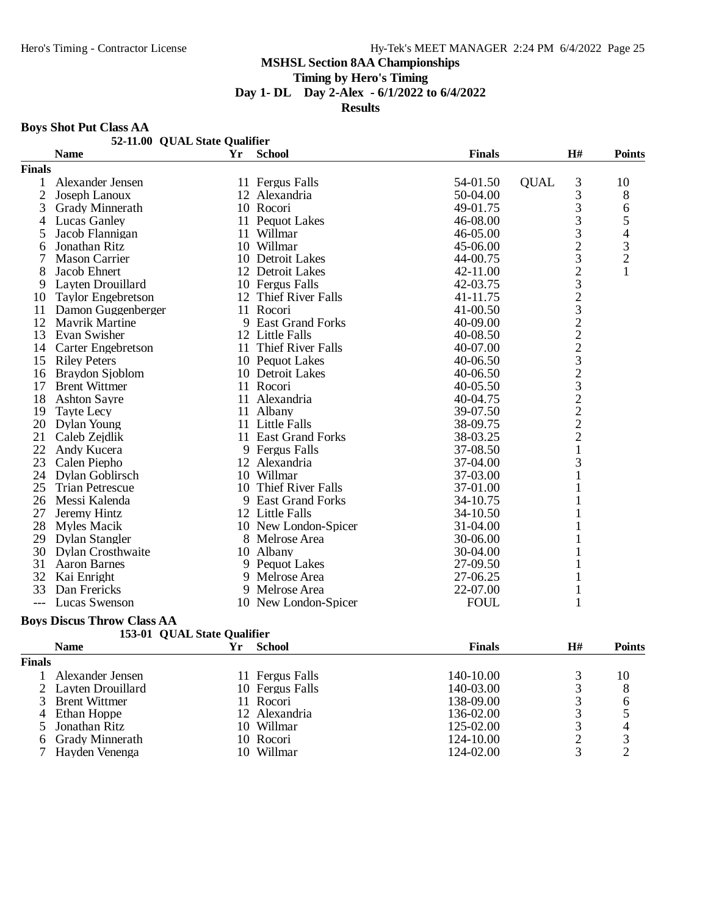**MSHSL Section 8AA Championships**

**Timing by Hero's Timing**

**Day 1- DL Day 2-Alex - 6/1/2022 to 6/4/2022**

**Results**

### Boys Shot Put Class AA

**52-11.00 QUAL State Qualifier**

| | Name | Yr | School | Finals | | H# | Points |
|---|---|---|---|---|---|---|---|
| **Finals** | | | | | | | |
| 1 | Alexander Jensen | 11 | Fergus Falls | 54-01.50 | QUAL | 3 | 10 |
| 2 | Joseph Lanoux | 12 | Alexandria | 50-04.00 | | 3 | 8 |
| 3 | Grady Minnerath | 10 | Rocori | 49-01.75 | | 3 | 6 |
| 4 | Lucas Ganley | 11 | Pequot Lakes | 46-08.00 | | 3 | 5 |
| 5 | Jacob Flannigan | 11 | Willmar | 46-05.00 | | 3 | 4 |
| 6 | Jonathan Ritz | 10 | Willmar | 45-06.00 | | 2 | 3 |
| 7 | Mason Carrier | 10 | Detroit Lakes | 44-00.75 | | 3 | 2 |
| 8 | Jacob Ehnert | 12 | Detroit Lakes | 42-11.00 | | 2 | 1 |
| 9 | Layten Drouillard | 10 | Fergus Falls | 42-03.75 | | 3 | |
| 10 | Taylor Engebretson | 12 | Thief River Falls | 41-11.75 | | 2 | |
| 11 | Damon Guggenberger | 11 | Rocori | 41-00.50 | | 3 | |
| 12 | Mavrik Martine | 9 | East Grand Forks | 40-09.00 | | 2 | |
| 13 | Evan Swisher | 12 | Little Falls | 40-08.50 | | 2 | |
| 14 | Carter Engebretson | 11 | Thief River Falls | 40-07.00 | | 2 | |
| 15 | Riley Peters | 10 | Pequot Lakes | 40-06.50 | | 3 | |
| 16 | Braydon Sjoblom | 10 | Detroit Lakes | 40-06.50 | | 2 | |
| 17 | Brent Wittmer | 11 | Rocori | 40-05.50 | | 3 | |
| 18 | Ashton Sayre | 11 | Alexandria | 40-04.75 | | 2 | |
| 19 | Tayte Lecy | 11 | Albany | 39-07.50 | | 2 | |
| 20 | Dylan Young | 11 | Little Falls | 38-09.75 | | 2 | |
| 21 | Caleb Zejdlik | 11 | East Grand Forks | 38-03.25 | | 2 | |
| 22 | Andy Kucera | 9 | Fergus Falls | 37-08.50 | | 1 | |
| 23 | Calen Piepho | 12 | Alexandria | 37-04.00 | | 3 | |
| 24 | Dylan Goblirsch | 10 | Willmar | 37-03.00 | | 1 | |
| 25 | Trian Petrescue | 10 | Thief River Falls | 37-01.00 | | 1 | |
| 26 | Messi Kalenda | 9 | East Grand Forks | 34-10.75 | | 1 | |
| 27 | Jeremy Hintz | 12 | Little Falls | 34-10.50 | | 1 | |
| 28 | Myles Macik | 10 | New London-Spicer | 31-04.00 | | 1 | |
| 29 | Dylan Stangler | 8 | Melrose Area | 30-06.00 | | 1 | |
| 30 | Dylan Crosthwaite | 10 | Albany | 30-04.00 | | 1 | |
| 31 | Aaron Barnes | 9 | Pequot Lakes | 27-09.50 | | 1 | |
| 32 | Kai Enright | 9 | Melrose Area | 27-06.25 | | 1 | |
| 33 | Dan Frericks | 9 | Melrose Area | 22-07.00 | | 1 | |
| --- | Lucas Swenson | 10 | New London-Spicer | FOUL | | 1 | |

### Boys Discus Throw Class AA

**153-01 QUAL State Qualifier**

| | Name | Yr | School | Finals | H# | Points |
|---|---|---|---|---|---|---|
| **Finals** | | | | | | |
| 1 | Alexander Jensen | 11 | Fergus Falls | 140-10.00 | 3 | 10 |
| 2 | Layten Drouillard | 10 | Fergus Falls | 140-03.00 | 3 | 8 |
| 3 | Brent Wittmer | 11 | Rocori | 138-09.00 | 3 | 6 |
| 4 | Ethan Hoppe | 12 | Alexandria | 136-02.00 | 3 | 5 |
| 5 | Jonathan Ritz | 10 | Willmar | 125-02.00 | 3 | 4 |
| 6 | Grady Minnerath | 10 | Rocori | 124-10.00 | 2 | 3 |
| 7 | Hayden Venenga | 10 | Willmar | 124-02.00 | 3 | 2 |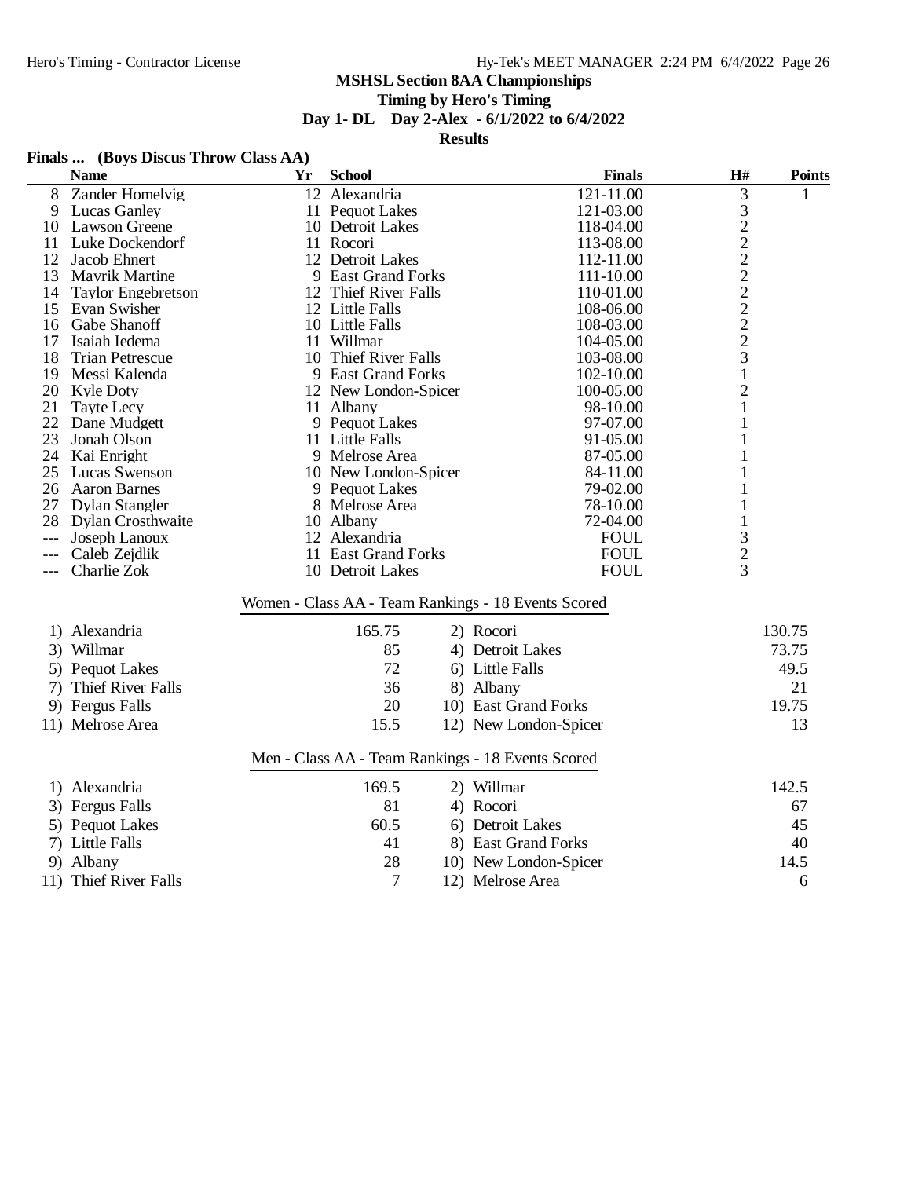MSHSL Section 8AA Championships

Timing by Hero's Timing

Day 1- DL Day 2-Alex - 6/1/2022 to 6/4/2022

Results

**Finals ... (Boys Discus Throw Class AA)**

| | Name | Yr | School | Finals | H# | Points |
|---|---|---|---|---|---|---|
| 8 | Zander Homelvig | 12 | Alexandria | 121-11.00 | 3 | 1 |
| 9 | Lucas Ganley | 11 | Pequot Lakes | 121-03.00 | 3 | |
| 10 | Lawson Greene | 10 | Detroit Lakes | 118-04.00 | 2 | |
| 11 | Luke Dockendorf | 11 | Rocori | 113-08.00 | 2 | |
| 12 | Jacob Ehnert | 12 | Detroit Lakes | 112-11.00 | 2 | |
| 13 | Mavrik Martine | 9 | East Grand Forks | 111-10.00 | 2 | |
| 14 | Taylor Engebretson | 12 | Thief River Falls | 110-01.00 | 2 | |
| 15 | Evan Swisher | 12 | Little Falls | 108-06.00 | 2 | |
| 16 | Gabe Shanoff | 10 | Little Falls | 108-03.00 | 2 | |
| 17 | Isaiah Iedema | 11 | Willmar | 104-05.00 | 2 | |
| 18 | Trian Petrescue | 10 | Thief River Falls | 103-08.00 | 3 | |
| 19 | Messi Kalenda | 9 | East Grand Forks | 102-10.00 | 1 | |
| 20 | Kyle Doty | 12 | New London-Spicer | 100-05.00 | 2 | |
| 21 | Tayte Lecy | 11 | Albany | 98-10.00 | 1 | |
| 22 | Dane Mudgett | 9 | Pequot Lakes | 97-07.00 | 1 | |
| 23 | Jonah Olson | 11 | Little Falls | 91-05.00 | 1 | |
| 24 | Kai Enright | 9 | Melrose Area | 87-05.00 | 1 | |
| 25 | Lucas Swenson | 10 | New London-Spicer | 84-11.00 | 1 | |
| 26 | Aaron Barnes | 9 | Pequot Lakes | 79-02.00 | 1 | |
| 27 | Dylan Stangler | 8 | Melrose Area | 78-10.00 | 1 | |
| 28 | Dylan Crosthwaite | 10 | Albany | 72-04.00 | 1 | |
| --- | Joseph Lanoux | 12 | Alexandria | FOUL | 3 | |
| --- | Caleb Zejdlik | 11 | East Grand Forks | FOUL | 2 | |
| --- | Charlie Zok | 10 | Detroit Lakes | FOUL | 3 | |

**Women - Class AA - Team Rankings - 18 Events Scored**

| | | | | | |
|---|---|---|---|---|---|
| 1) | Alexandria | 165.75 | 2) | Rocori | 130.75 |
| 3) | Willmar | 85 | 4) | Detroit Lakes | 73.75 |
| 5) | Pequot Lakes | 72 | 6) | Little Falls | 49.5 |
| 7) | Thief River Falls | 36 | 8) | Albany | 21 |
| 9) | Fergus Falls | 20 | 10) | East Grand Forks | 19.75 |
| 11) | Melrose Area | 15.5 | 12) | New London-Spicer | 13 |

**Men - Class AA - Team Rankings - 18 Events Scored**

| | | | | | |
|---|---|---|---|---|---|
| 1) | Alexandria | 169.5 | 2) | Willmar | 142.5 |
| 3) | Fergus Falls | 81 | 4) | Rocori | 67 |
| 5) | Pequot Lakes | 60.5 | 6) | Detroit Lakes | 45 |
| 7) | Little Falls | 41 | 8) | East Grand Forks | 40 |
| 9) | Albany | 28 | 10) | New London-Spicer | 14.5 |
| 11) | Thief River Falls | 7 | 12) | Melrose Area | 6 |